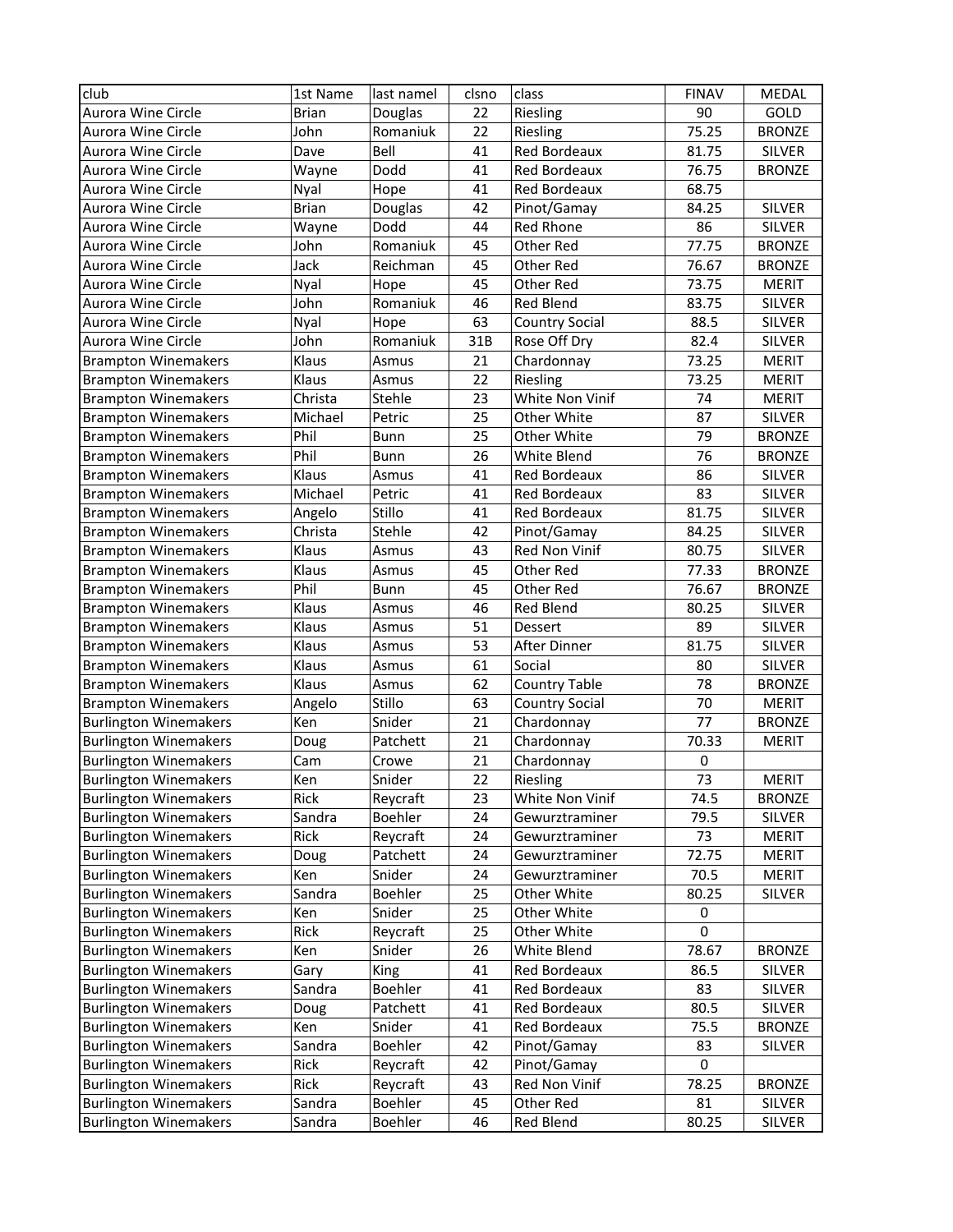| club | 1st Name | last namel | clsno | class | FINAV | MEDAL |
|---|---|---|---|---|---|---|
| Aurora Wine Circle | Brian | Douglas | 22 | Riesling | 90 | GOLD |
| Aurora Wine Circle | John | Romaniuk | 22 | Riesling | 75.25 | BRONZE |
| Aurora Wine Circle | Dave | Bell | 41 | Red Bordeaux | 81.75 | SILVER |
| Aurora Wine Circle | Wayne | Dodd | 41 | Red Bordeaux | 76.75 | BRONZE |
| Aurora Wine Circle | Nyal | Hope | 41 | Red Bordeaux | 68.75 | |
| Aurora Wine Circle | Brian | Douglas | 42 | Pinot/Gamay | 84.25 | SILVER |
| Aurora Wine Circle | Wayne | Dodd | 44 | Red Rhone | 86 | SILVER |
| Aurora Wine Circle | John | Romaniuk | 45 | Other Red | 77.75 | BRONZE |
| Aurora Wine Circle | Jack | Reichman | 45 | Other Red | 76.67 | BRONZE |
| Aurora Wine Circle | Nyal | Hope | 45 | Other Red | 73.75 | MERIT |
| Aurora Wine Circle | John | Romaniuk | 46 | Red Blend | 83.75 | SILVER |
| Aurora Wine Circle | Nyal | Hope | 63 | Country Social | 88.5 | SILVER |
| Aurora Wine Circle | John | Romaniuk | 31B | Rose Off Dry | 82.4 | SILVER |
| Brampton Winemakers | Klaus | Asmus | 21 | Chardonnay | 73.25 | MERIT |
| Brampton Winemakers | Klaus | Asmus | 22 | Riesling | 73.25 | MERIT |
| Brampton Winemakers | Christa | Stehle | 23 | White Non Vinif | 74 | MERIT |
| Brampton Winemakers | Michael | Petric | 25 | Other White | 87 | SILVER |
| Brampton Winemakers | Phil | Bunn | 25 | Other White | 79 | BRONZE |
| Brampton Winemakers | Phil | Bunn | 26 | White Blend | 76 | BRONZE |
| Brampton Winemakers | Klaus | Asmus | 41 | Red Bordeaux | 86 | SILVER |
| Brampton Winemakers | Michael | Petric | 41 | Red Bordeaux | 83 | SILVER |
| Brampton Winemakers | Angelo | Stillo | 41 | Red Bordeaux | 81.75 | SILVER |
| Brampton Winemakers | Christa | Stehle | 42 | Pinot/Gamay | 84.25 | SILVER |
| Brampton Winemakers | Klaus | Asmus | 43 | Red Non Vinif | 80.75 | SILVER |
| Brampton Winemakers | Klaus | Asmus | 45 | Other Red | 77.33 | BRONZE |
| Brampton Winemakers | Phil | Bunn | 45 | Other Red | 76.67 | BRONZE |
| Brampton Winemakers | Klaus | Asmus | 46 | Red Blend | 80.25 | SILVER |
| Brampton Winemakers | Klaus | Asmus | 51 | Dessert | 89 | SILVER |
| Brampton Winemakers | Klaus | Asmus | 53 | After Dinner | 81.75 | SILVER |
| Brampton Winemakers | Klaus | Asmus | 61 | Social | 80 | SILVER |
| Brampton Winemakers | Klaus | Asmus | 62 | Country Table | 78 | BRONZE |
| Brampton Winemakers | Angelo | Stillo | 63 | Country Social | 70 | MERIT |
| Burlington Winemakers | Ken | Snider | 21 | Chardonnay | 77 | BRONZE |
| Burlington Winemakers | Doug | Patchett | 21 | Chardonnay | 70.33 | MERIT |
| Burlington Winemakers | Cam | Crowe | 21 | Chardonnay | 0 | |
| Burlington Winemakers | Ken | Snider | 22 | Riesling | 73 | MERIT |
| Burlington Winemakers | Rick | Reycraft | 23 | White Non Vinif | 74.5 | BRONZE |
| Burlington Winemakers | Sandra | Boehler | 24 | Gewurztraminer | 79.5 | SILVER |
| Burlington Winemakers | Rick | Reycraft | 24 | Gewurztraminer | 73 | MERIT |
| Burlington Winemakers | Doug | Patchett | 24 | Gewurztraminer | 72.75 | MERIT |
| Burlington Winemakers | Ken | Snider | 24 | Gewurztraminer | 70.5 | MERIT |
| Burlington Winemakers | Sandra | Boehler | 25 | Other White | 80.25 | SILVER |
| Burlington Winemakers | Ken | Snider | 25 | Other White | 0 | |
| Burlington Winemakers | Rick | Reycraft | 25 | Other White | 0 | |
| Burlington Winemakers | Ken | Snider | 26 | White Blend | 78.67 | BRONZE |
| Burlington Winemakers | Gary | King | 41 | Red Bordeaux | 86.5 | SILVER |
| Burlington Winemakers | Sandra | Boehler | 41 | Red Bordeaux | 83 | SILVER |
| Burlington Winemakers | Doug | Patchett | 41 | Red Bordeaux | 80.5 | SILVER |
| Burlington Winemakers | Ken | Snider | 41 | Red Bordeaux | 75.5 | BRONZE |
| Burlington Winemakers | Sandra | Boehler | 42 | Pinot/Gamay | 83 | SILVER |
| Burlington Winemakers | Rick | Reycraft | 42 | Pinot/Gamay | 0 | |
| Burlington Winemakers | Rick | Reycraft | 43 | Red Non Vinif | 78.25 | BRONZE |
| Burlington Winemakers | Sandra | Boehler | 45 | Other Red | 81 | SILVER |
| Burlington Winemakers | Sandra | Boehler | 46 | Red Blend | 80.25 | SILVER |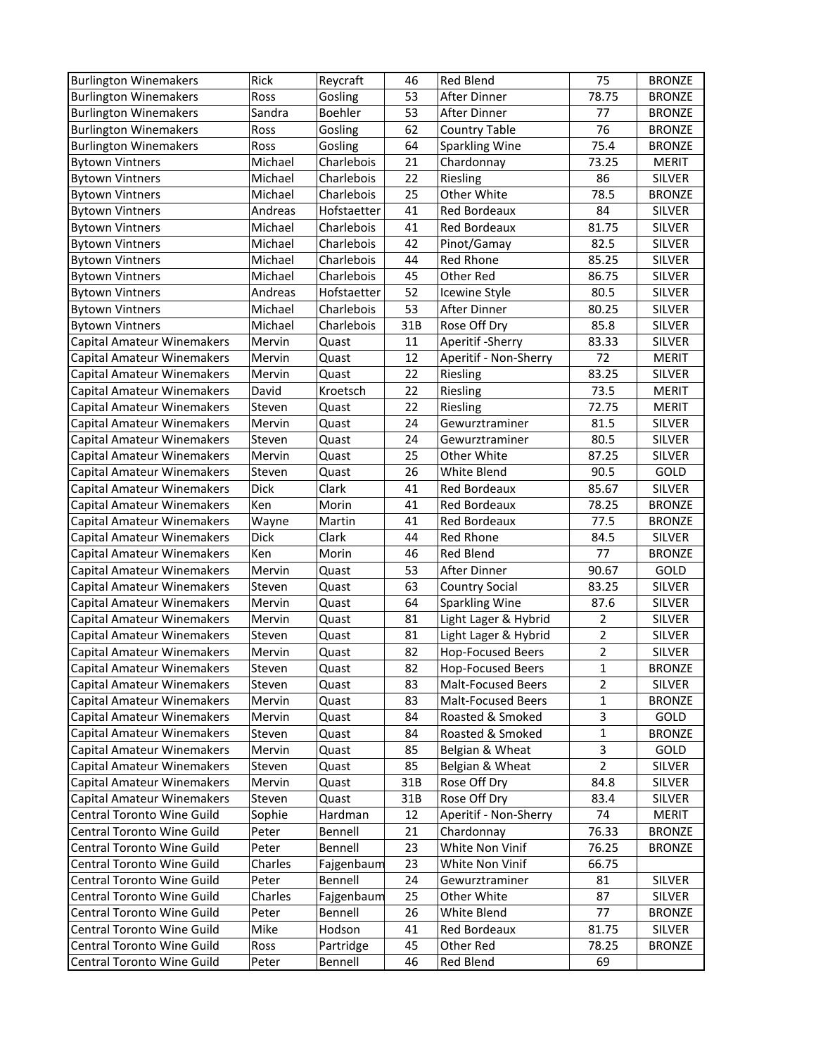| | | | | | | |
|---|---|---|---|---|---|---|
| Burlington Winemakers | Rick | Reycraft | 46 | Red Blend | 75 | BRONZE |
| Burlington Winemakers | Ross | Gosling | 53 | After Dinner | 78.75 | BRONZE |
| Burlington Winemakers | Sandra | Boehler | 53 | After Dinner | 77 | BRONZE |
| Burlington Winemakers | Ross | Gosling | 62 | Country Table | 76 | BRONZE |
| Burlington Winemakers | Ross | Gosling | 64 | Sparkling Wine | 75.4 | BRONZE |
| Bytown Vintners | Michael | Charlebois | 21 | Chardonnay | 73.25 | MERIT |
| Bytown Vintners | Michael | Charlebois | 22 | Riesling | 86 | SILVER |
| Bytown Vintners | Michael | Charlebois | 25 | Other White | 78.5 | BRONZE |
| Bytown Vintners | Andreas | Hofstaetter | 41 | Red Bordeaux | 84 | SILVER |
| Bytown Vintners | Michael | Charlebois | 41 | Red Bordeaux | 81.75 | SILVER |
| Bytown Vintners | Michael | Charlebois | 42 | Pinot/Gamay | 82.5 | SILVER |
| Bytown Vintners | Michael | Charlebois | 44 | Red Rhone | 85.25 | SILVER |
| Bytown Vintners | Michael | Charlebois | 45 | Other Red | 86.75 | SILVER |
| Bytown Vintners | Andreas | Hofstaetter | 52 | Icewine Style | 80.5 | SILVER |
| Bytown Vintners | Michael | Charlebois | 53 | After Dinner | 80.25 | SILVER |
| Bytown Vintners | Michael | Charlebois | 31B | Rose Off Dry | 85.8 | SILVER |
| Capital Amateur Winemakers | Mervin | Quast | 11 | Aperitif -Sherry | 83.33 | SILVER |
| Capital Amateur Winemakers | Mervin | Quast | 12 | Aperitif - Non-Sherry | 72 | MERIT |
| Capital Amateur Winemakers | Mervin | Quast | 22 | Riesling | 83.25 | SILVER |
| Capital Amateur Winemakers | David | Kroetsch | 22 | Riesling | 73.5 | MERIT |
| Capital Amateur Winemakers | Steven | Quast | 22 | Riesling | 72.75 | MERIT |
| Capital Amateur Winemakers | Mervin | Quast | 24 | Gewurztraminer | 81.5 | SILVER |
| Capital Amateur Winemakers | Steven | Quast | 24 | Gewurztraminer | 80.5 | SILVER |
| Capital Amateur Winemakers | Mervin | Quast | 25 | Other White | 87.25 | SILVER |
| Capital Amateur Winemakers | Steven | Quast | 26 | White Blend | 90.5 | GOLD |
| Capital Amateur Winemakers | Dick | Clark | 41 | Red Bordeaux | 85.67 | SILVER |
| Capital Amateur Winemakers | Ken | Morin | 41 | Red Bordeaux | 78.25 | BRONZE |
| Capital Amateur Winemakers | Wayne | Martin | 41 | Red Bordeaux | 77.5 | BRONZE |
| Capital Amateur Winemakers | Dick | Clark | 44 | Red Rhone | 84.5 | SILVER |
| Capital Amateur Winemakers | Ken | Morin | 46 | Red Blend | 77 | BRONZE |
| Capital Amateur Winemakers | Mervin | Quast | 53 | After Dinner | 90.67 | GOLD |
| Capital Amateur Winemakers | Steven | Quast | 63 | Country Social | 83.25 | SILVER |
| Capital Amateur Winemakers | Mervin | Quast | 64 | Sparkling Wine | 87.6 | SILVER |
| Capital Amateur Winemakers | Mervin | Quast | 81 | Light Lager & Hybrid | 2 | SILVER |
| Capital Amateur Winemakers | Steven | Quast | 81 | Light Lager & Hybrid | 2 | SILVER |
| Capital Amateur Winemakers | Mervin | Quast | 82 | Hop-Focused Beers | 2 | SILVER |
| Capital Amateur Winemakers | Steven | Quast | 82 | Hop-Focused Beers | 1 | BRONZE |
| Capital Amateur Winemakers | Steven | Quast | 83 | Malt-Focused Beers | 2 | SILVER |
| Capital Amateur Winemakers | Mervin | Quast | 83 | Malt-Focused Beers | 1 | BRONZE |
| Capital Amateur Winemakers | Mervin | Quast | 84 | Roasted & Smoked | 3 | GOLD |
| Capital Amateur Winemakers | Steven | Quast | 84 | Roasted & Smoked | 1 | BRONZE |
| Capital Amateur Winemakers | Mervin | Quast | 85 | Belgian & Wheat | 3 | GOLD |
| Capital Amateur Winemakers | Steven | Quast | 85 | Belgian & Wheat | 2 | SILVER |
| Capital Amateur Winemakers | Mervin | Quast | 31B | Rose Off Dry | 84.8 | SILVER |
| Capital Amateur Winemakers | Steven | Quast | 31B | Rose Off Dry | 83.4 | SILVER |
| Central Toronto Wine Guild | Sophie | Hardman | 12 | Aperitif - Non-Sherry | 74 | MERIT |
| Central Toronto Wine Guild | Peter | Bennell | 21 | Chardonnay | 76.33 | BRONZE |
| Central Toronto Wine Guild | Peter | Bennell | 23 | White Non Vinif | 76.25 | BRONZE |
| Central Toronto Wine Guild | Charles | Fajgenbaum | 23 | White Non Vinif | 66.75 | |
| Central Toronto Wine Guild | Peter | Bennell | 24 | Gewurztraminer | 81 | SILVER |
| Central Toronto Wine Guild | Charles | Fajgenbaum | 25 | Other White | 87 | SILVER |
| Central Toronto Wine Guild | Peter | Bennell | 26 | White Blend | 77 | BRONZE |
| Central Toronto Wine Guild | Mike | Hodson | 41 | Red Bordeaux | 81.75 | SILVER |
| Central Toronto Wine Guild | Ross | Partridge | 45 | Other Red | 78.25 | BRONZE |
| Central Toronto Wine Guild | Peter | Bennell | 46 | Red Blend | 69 | |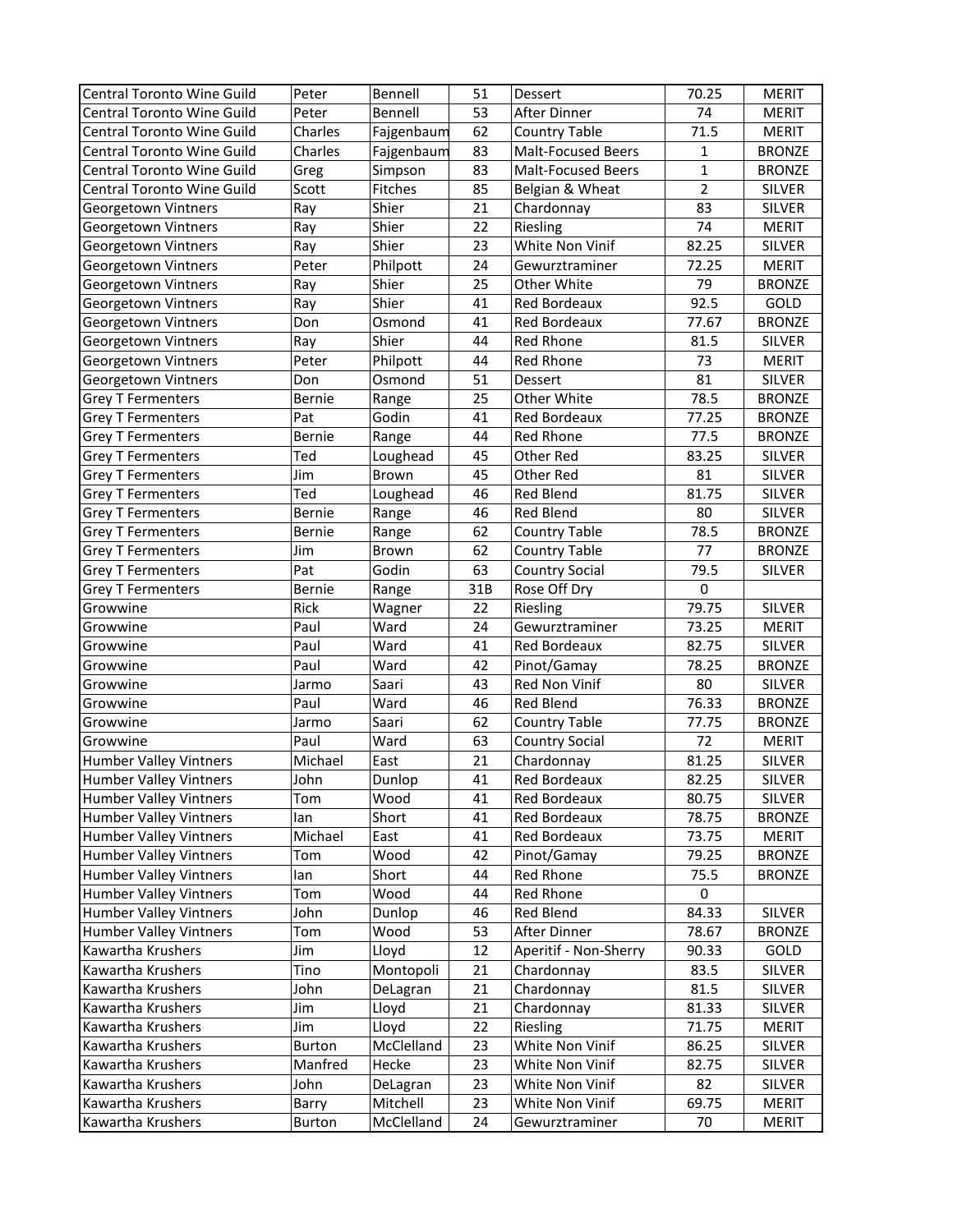| Central Toronto Wine Guild | Peter | Bennell | 51 | Dessert | 70.25 | MERIT |
|---|---|---|---|---|---|---|
| Central Toronto Wine Guild | Peter | Bennell | 53 | After Dinner | 74 | MERIT |
| Central Toronto Wine Guild | Charles | Fajgenbaum | 62 | Country Table | 71.5 | MERIT |
| Central Toronto Wine Guild | Charles | Fajgenbaum | 83 | Malt-Focused Beers | 1 | BRONZE |
| Central Toronto Wine Guild | Greg | Simpson | 83 | Malt-Focused Beers | 1 | BRONZE |
| Central Toronto Wine Guild | Scott | Fitches | 85 | Belgian & Wheat | 2 | SILVER |
| Georgetown Vintners | Ray | Shier | 21 | Chardonnay | 83 | SILVER |
| Georgetown Vintners | Ray | Shier | 22 | Riesling | 74 | MERIT |
| Georgetown Vintners | Ray | Shier | 23 | White Non Vinif | 82.25 | SILVER |
| Georgetown Vintners | Peter | Philpott | 24 | Gewurztraminer | 72.25 | MERIT |
| Georgetown Vintners | Ray | Shier | 25 | Other White | 79 | BRONZE |
| Georgetown Vintners | Ray | Shier | 41 | Red Bordeaux | 92.5 | GOLD |
| Georgetown Vintners | Don | Osmond | 41 | Red Bordeaux | 77.67 | BRONZE |
| Georgetown Vintners | Ray | Shier | 44 | Red Rhone | 81.5 | SILVER |
| Georgetown Vintners | Peter | Philpott | 44 | Red Rhone | 73 | MERIT |
| Georgetown Vintners | Don | Osmond | 51 | Dessert | 81 | SILVER |
| Grey T Fermenters | Bernie | Range | 25 | Other White | 78.5 | BRONZE |
| Grey T Fermenters | Pat | Godin | 41 | Red Bordeaux | 77.25 | BRONZE |
| Grey T Fermenters | Bernie | Range | 44 | Red Rhone | 77.5 | BRONZE |
| Grey T Fermenters | Ted | Loughead | 45 | Other Red | 83.25 | SILVER |
| Grey T Fermenters | Jim | Brown | 45 | Other Red | 81 | SILVER |
| Grey T Fermenters | Ted | Loughead | 46 | Red Blend | 81.75 | SILVER |
| Grey T Fermenters | Bernie | Range | 46 | Red Blend | 80 | SILVER |
| Grey T Fermenters | Bernie | Range | 62 | Country Table | 78.5 | BRONZE |
| Grey T Fermenters | Jim | Brown | 62 | Country Table | 77 | BRONZE |
| Grey T Fermenters | Pat | Godin | 63 | Country Social | 79.5 | SILVER |
| Grey T Fermenters | Bernie | Range | 31B | Rose Off Dry | 0 | |
| Growwine | Rick | Wagner | 22 | Riesling | 79.75 | SILVER |
| Growwine | Paul | Ward | 24 | Gewurztraminer | 73.25 | MERIT |
| Growwine | Paul | Ward | 41 | Red Bordeaux | 82.75 | SILVER |
| Growwine | Paul | Ward | 42 | Pinot/Gamay | 78.25 | BRONZE |
| Growwine | Jarmo | Saari | 43 | Red Non Vinif | 80 | SILVER |
| Growwine | Paul | Ward | 46 | Red Blend | 76.33 | BRONZE |
| Growwine | Jarmo | Saari | 62 | Country Table | 77.75 | BRONZE |
| Growwine | Paul | Ward | 63 | Country Social | 72 | MERIT |
| Humber Valley Vintners | Michael | East | 21 | Chardonnay | 81.25 | SILVER |
| Humber Valley Vintners | John | Dunlop | 41 | Red Bordeaux | 82.25 | SILVER |
| Humber Valley Vintners | Tom | Wood | 41 | Red Bordeaux | 80.75 | SILVER |
| Humber Valley Vintners | Ian | Short | 41 | Red Bordeaux | 78.75 | BRONZE |
| Humber Valley Vintners | Michael | East | 41 | Red Bordeaux | 73.75 | MERIT |
| Humber Valley Vintners | Tom | Wood | 42 | Pinot/Gamay | 79.25 | BRONZE |
| Humber Valley Vintners | Ian | Short | 44 | Red Rhone | 75.5 | BRONZE |
| Humber Valley Vintners | Tom | Wood | 44 | Red Rhone | 0 | |
| Humber Valley Vintners | John | Dunlop | 46 | Red Blend | 84.33 | SILVER |
| Humber Valley Vintners | Tom | Wood | 53 | After Dinner | 78.67 | BRONZE |
| Kawartha Krushers | Jim | Lloyd | 12 | Aperitif - Non-Sherry | 90.33 | GOLD |
| Kawartha Krushers | Tino | Montopoli | 21 | Chardonnay | 83.5 | SILVER |
| Kawartha Krushers | John | DeLagran | 21 | Chardonnay | 81.5 | SILVER |
| Kawartha Krushers | Jim | Lloyd | 21 | Chardonnay | 81.33 | SILVER |
| Kawartha Krushers | Jim | Lloyd | 22 | Riesling | 71.75 | MERIT |
| Kawartha Krushers | Burton | McClelland | 23 | White Non Vinif | 86.25 | SILVER |
| Kawartha Krushers | Manfred | Hecke | 23 | White Non Vinif | 82.75 | SILVER |
| Kawartha Krushers | John | DeLagran | 23 | White Non Vinif | 82 | SILVER |
| Kawartha Krushers | Barry | Mitchell | 23 | White Non Vinif | 69.75 | MERIT |
| Kawartha Krushers | Burton | McClelland | 24 | Gewurztraminer | 70 | MERIT |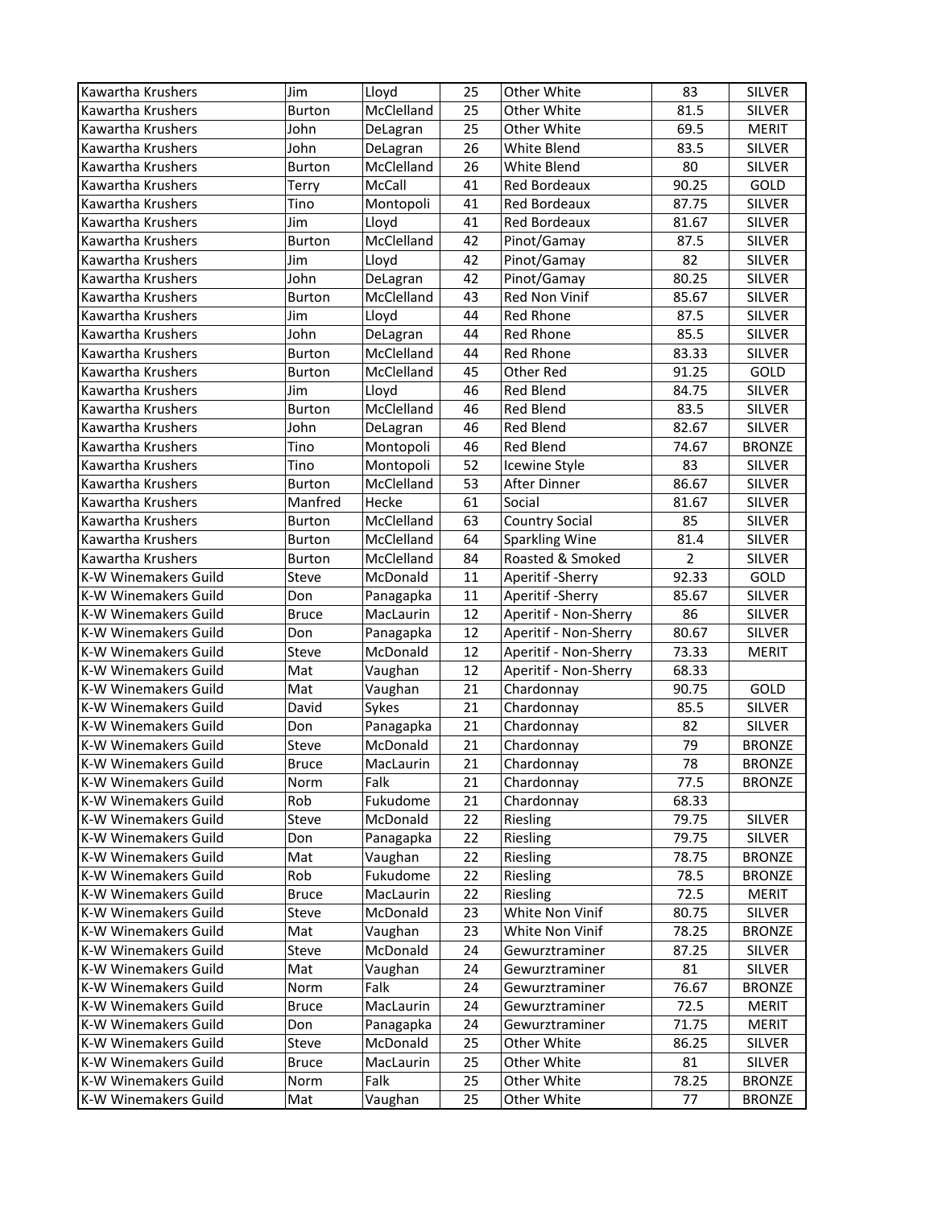| Kawartha Krushers | Jim | Lloyd | 25 | Other White | 83 | SILVER |
|---|---|---|---|---|---|---|
| Kawartha Krushers | Burton | McClelland | 25 | Other White | 81.5 | SILVER |
| Kawartha Krushers | John | DeLagran | 25 | Other White | 69.5 | MERIT |
| Kawartha Krushers | John | DeLagran | 26 | White Blend | 83.5 | SILVER |
| Kawartha Krushers | Burton | McClelland | 26 | White Blend | 80 | SILVER |
| Kawartha Krushers | Terry | McCall | 41 | Red Bordeaux | 90.25 | GOLD |
| Kawartha Krushers | Tino | Montopoli | 41 | Red Bordeaux | 87.75 | SILVER |
| Kawartha Krushers | Jim | Lloyd | 41 | Red Bordeaux | 81.67 | SILVER |
| Kawartha Krushers | Burton | McClelland | 42 | Pinot/Gamay | 87.5 | SILVER |
| Kawartha Krushers | Jim | Lloyd | 42 | Pinot/Gamay | 82 | SILVER |
| Kawartha Krushers | John | DeLagran | 42 | Pinot/Gamay | 80.25 | SILVER |
| Kawartha Krushers | Burton | McClelland | 43 | Red Non Vinif | 85.67 | SILVER |
| Kawartha Krushers | Jim | Lloyd | 44 | Red Rhone | 87.5 | SILVER |
| Kawartha Krushers | John | DeLagran | 44 | Red Rhone | 85.5 | SILVER |
| Kawartha Krushers | Burton | McClelland | 44 | Red Rhone | 83.33 | SILVER |
| Kawartha Krushers | Burton | McClelland | 45 | Other Red | 91.25 | GOLD |
| Kawartha Krushers | Jim | Lloyd | 46 | Red Blend | 84.75 | SILVER |
| Kawartha Krushers | Burton | McClelland | 46 | Red Blend | 83.5 | SILVER |
| Kawartha Krushers | John | DeLagran | 46 | Red Blend | 82.67 | SILVER |
| Kawartha Krushers | Tino | Montopoli | 46 | Red Blend | 74.67 | BRONZE |
| Kawartha Krushers | Tino | Montopoli | 52 | Icewine Style | 83 | SILVER |
| Kawartha Krushers | Burton | McClelland | 53 | After Dinner | 86.67 | SILVER |
| Kawartha Krushers | Manfred | Hecke | 61 | Social | 81.67 | SILVER |
| Kawartha Krushers | Burton | McClelland | 63 | Country Social | 85 | SILVER |
| Kawartha Krushers | Burton | McClelland | 64 | Sparkling Wine | 81.4 | SILVER |
| Kawartha Krushers | Burton | McClelland | 84 | Roasted & Smoked | 2 | SILVER |
| K-W Winemakers Guild | Steve | McDonald | 11 | Aperitif -Sherry | 92.33 | GOLD |
| K-W Winemakers Guild | Don | Panagapka | 11 | Aperitif -Sherry | 85.67 | SILVER |
| K-W Winemakers Guild | Bruce | MacLaurin | 12 | Aperitif - Non-Sherry | 86 | SILVER |
| K-W Winemakers Guild | Don | Panagapka | 12 | Aperitif - Non-Sherry | 80.67 | SILVER |
| K-W Winemakers Guild | Steve | McDonald | 12 | Aperitif - Non-Sherry | 73.33 | MERIT |
| K-W Winemakers Guild | Mat | Vaughan | 12 | Aperitif - Non-Sherry | 68.33 | |
| K-W Winemakers Guild | Mat | Vaughan | 21 | Chardonnay | 90.75 | GOLD |
| K-W Winemakers Guild | David | Sykes | 21 | Chardonnay | 85.5 | SILVER |
| K-W Winemakers Guild | Don | Panagapka | 21 | Chardonnay | 82 | SILVER |
| K-W Winemakers Guild | Steve | McDonald | 21 | Chardonnay | 79 | BRONZE |
| K-W Winemakers Guild | Bruce | MacLaurin | 21 | Chardonnay | 78 | BRONZE |
| K-W Winemakers Guild | Norm | Falk | 21 | Chardonnay | 77.5 | BRONZE |
| K-W Winemakers Guild | Rob | Fukudome | 21 | Chardonnay | 68.33 | |
| K-W Winemakers Guild | Steve | McDonald | 22 | Riesling | 79.75 | SILVER |
| K-W Winemakers Guild | Don | Panagapka | 22 | Riesling | 79.75 | SILVER |
| K-W Winemakers Guild | Mat | Vaughan | 22 | Riesling | 78.75 | BRONZE |
| K-W Winemakers Guild | Rob | Fukudome | 22 | Riesling | 78.5 | BRONZE |
| K-W Winemakers Guild | Bruce | MacLaurin | 22 | Riesling | 72.5 | MERIT |
| K-W Winemakers Guild | Steve | McDonald | 23 | White Non Vinif | 80.75 | SILVER |
| K-W Winemakers Guild | Mat | Vaughan | 23 | White Non Vinif | 78.25 | BRONZE |
| K-W Winemakers Guild | Steve | McDonald | 24 | Gewurztraminer | 87.25 | SILVER |
| K-W Winemakers Guild | Mat | Vaughan | 24 | Gewurztraminer | 81 | SILVER |
| K-W Winemakers Guild | Norm | Falk | 24 | Gewurztraminer | 76.67 | BRONZE |
| K-W Winemakers Guild | Bruce | MacLaurin | 24 | Gewurztraminer | 72.5 | MERIT |
| K-W Winemakers Guild | Don | Panagapka | 24 | Gewurztraminer | 71.75 | MERIT |
| K-W Winemakers Guild | Steve | McDonald | 25 | Other White | 86.25 | SILVER |
| K-W Winemakers Guild | Bruce | MacLaurin | 25 | Other White | 81 | SILVER |
| K-W Winemakers Guild | Norm | Falk | 25 | Other White | 78.25 | BRONZE |
| K-W Winemakers Guild | Mat | Vaughan | 25 | Other White | 77 | BRONZE |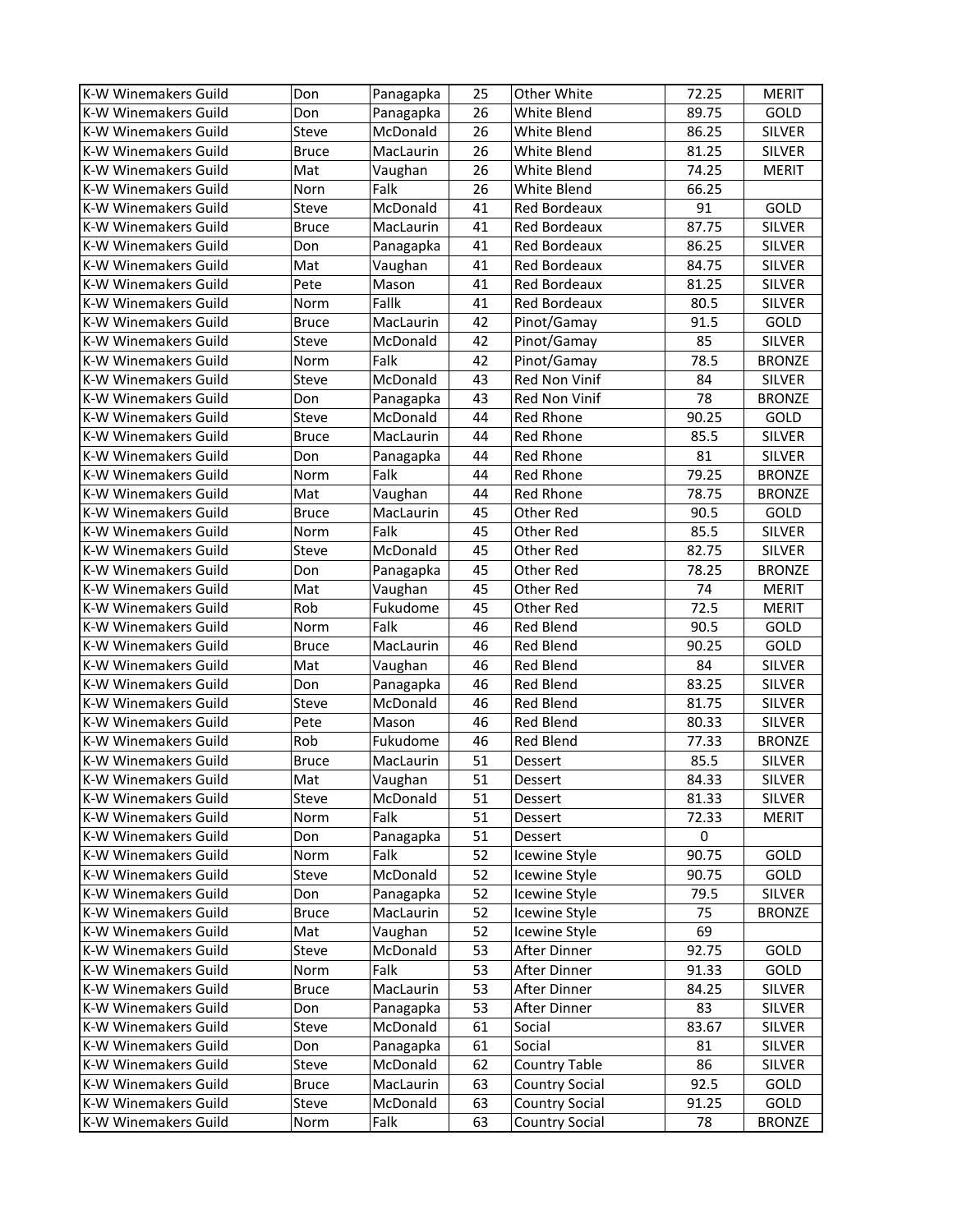| K-W Winemakers Guild | Don | Panagapka | 25 | Other White | 72.25 | MERIT |
|---|---|---|---|---|---|---|
| K-W Winemakers Guild | Don | Panagapka | 26 | White Blend | 89.75 | GOLD |
| K-W Winemakers Guild | Steve | McDonald | 26 | White Blend | 86.25 | SILVER |
| K-W Winemakers Guild | Bruce | MacLaurin | 26 | White Blend | 81.25 | SILVER |
| K-W Winemakers Guild | Mat | Vaughan | 26 | White Blend | 74.25 | MERIT |
| K-W Winemakers Guild | Norn | Falk | 26 | White Blend | 66.25 | |
| K-W Winemakers Guild | Steve | McDonald | 41 | Red Bordeaux | 91 | GOLD |
| K-W Winemakers Guild | Bruce | MacLaurin | 41 | Red Bordeaux | 87.75 | SILVER |
| K-W Winemakers Guild | Don | Panagapka | 41 | Red Bordeaux | 86.25 | SILVER |
| K-W Winemakers Guild | Mat | Vaughan | 41 | Red Bordeaux | 84.75 | SILVER |
| K-W Winemakers Guild | Pete | Mason | 41 | Red Bordeaux | 81.25 | SILVER |
| K-W Winemakers Guild | Norm | Fallk | 41 | Red Bordeaux | 80.5 | SILVER |
| K-W Winemakers Guild | Bruce | MacLaurin | 42 | Pinot/Gamay | 91.5 | GOLD |
| K-W Winemakers Guild | Steve | McDonald | 42 | Pinot/Gamay | 85 | SILVER |
| K-W Winemakers Guild | Norm | Falk | 42 | Pinot/Gamay | 78.5 | BRONZE |
| K-W Winemakers Guild | Steve | McDonald | 43 | Red Non Vinif | 84 | SILVER |
| K-W Winemakers Guild | Don | Panagapka | 43 | Red Non Vinif | 78 | BRONZE |
| K-W Winemakers Guild | Steve | McDonald | 44 | Red Rhone | 90.25 | GOLD |
| K-W Winemakers Guild | Bruce | MacLaurin | 44 | Red Rhone | 85.5 | SILVER |
| K-W Winemakers Guild | Don | Panagapka | 44 | Red Rhone | 81 | SILVER |
| K-W Winemakers Guild | Norm | Falk | 44 | Red Rhone | 79.25 | BRONZE |
| K-W Winemakers Guild | Mat | Vaughan | 44 | Red Rhone | 78.75 | BRONZE |
| K-W Winemakers Guild | Bruce | MacLaurin | 45 | Other Red | 90.5 | GOLD |
| K-W Winemakers Guild | Norm | Falk | 45 | Other Red | 85.5 | SILVER |
| K-W Winemakers Guild | Steve | McDonald | 45 | Other Red | 82.75 | SILVER |
| K-W Winemakers Guild | Don | Panagapka | 45 | Other Red | 78.25 | BRONZE |
| K-W Winemakers Guild | Mat | Vaughan | 45 | Other Red | 74 | MERIT |
| K-W Winemakers Guild | Rob | Fukudome | 45 | Other Red | 72.5 | MERIT |
| K-W Winemakers Guild | Norm | Falk | 46 | Red Blend | 90.5 | GOLD |
| K-W Winemakers Guild | Bruce | MacLaurin | 46 | Red Blend | 90.25 | GOLD |
| K-W Winemakers Guild | Mat | Vaughan | 46 | Red Blend | 84 | SILVER |
| K-W Winemakers Guild | Don | Panagapka | 46 | Red Blend | 83.25 | SILVER |
| K-W Winemakers Guild | Steve | McDonald | 46 | Red Blend | 81.75 | SILVER |
| K-W Winemakers Guild | Pete | Mason | 46 | Red Blend | 80.33 | SILVER |
| K-W Winemakers Guild | Rob | Fukudome | 46 | Red Blend | 77.33 | BRONZE |
| K-W Winemakers Guild | Bruce | MacLaurin | 51 | Dessert | 85.5 | SILVER |
| K-W Winemakers Guild | Mat | Vaughan | 51 | Dessert | 84.33 | SILVER |
| K-W Winemakers Guild | Steve | McDonald | 51 | Dessert | 81.33 | SILVER |
| K-W Winemakers Guild | Norm | Falk | 51 | Dessert | 72.33 | MERIT |
| K-W Winemakers Guild | Don | Panagapka | 51 | Dessert | 0 | |
| K-W Winemakers Guild | Norm | Falk | 52 | Icewine Style | 90.75 | GOLD |
| K-W Winemakers Guild | Steve | McDonald | 52 | Icewine Style | 90.75 | GOLD |
| K-W Winemakers Guild | Don | Panagapka | 52 | Icewine Style | 79.5 | SILVER |
| K-W Winemakers Guild | Bruce | MacLaurin | 52 | Icewine Style | 75 | BRONZE |
| K-W Winemakers Guild | Mat | Vaughan | 52 | Icewine Style | 69 | |
| K-W Winemakers Guild | Steve | McDonald | 53 | After Dinner | 92.75 | GOLD |
| K-W Winemakers Guild | Norm | Falk | 53 | After Dinner | 91.33 | GOLD |
| K-W Winemakers Guild | Bruce | MacLaurin | 53 | After Dinner | 84.25 | SILVER |
| K-W Winemakers Guild | Don | Panagapka | 53 | After Dinner | 83 | SILVER |
| K-W Winemakers Guild | Steve | McDonald | 61 | Social | 83.67 | SILVER |
| K-W Winemakers Guild | Don | Panagapka | 61 | Social | 81 | SILVER |
| K-W Winemakers Guild | Steve | McDonald | 62 | Country Table | 86 | SILVER |
| K-W Winemakers Guild | Bruce | MacLaurin | 63 | Country Social | 92.5 | GOLD |
| K-W Winemakers Guild | Steve | McDonald | 63 | Country Social | 91.25 | GOLD |
| K-W Winemakers Guild | Norm | Falk | 63 | Country Social | 78 | BRONZE |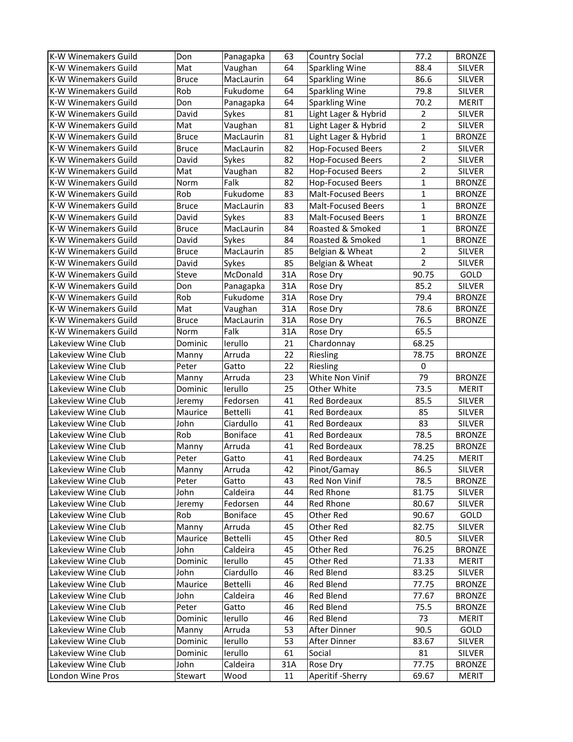| K-W Winemakers Guild | Don | Panagapka | 63 | Country Social | 77.2 | BRONZE |
|---|---|---|---|---|---|---|
| K-W Winemakers Guild | Mat | Vaughan | 64 | Sparkling Wine | 88.4 | SILVER |
| K-W Winemakers Guild | Bruce | MacLaurin | 64 | Sparkling Wine | 86.6 | SILVER |
| K-W Winemakers Guild | Rob | Fukudome | 64 | Sparkling Wine | 79.8 | SILVER |
| K-W Winemakers Guild | Don | Panagapka | 64 | Sparkling Wine | 70.2 | MERIT |
| K-W Winemakers Guild | David | Sykes | 81 | Light Lager & Hybrid | 2 | SILVER |
| K-W Winemakers Guild | Mat | Vaughan | 81 | Light Lager & Hybrid | 2 | SILVER |
| K-W Winemakers Guild | Bruce | MacLaurin | 81 | Light Lager & Hybrid | 1 | BRONZE |
| K-W Winemakers Guild | Bruce | MacLaurin | 82 | Hop-Focused Beers | 2 | SILVER |
| K-W Winemakers Guild | David | Sykes | 82 | Hop-Focused Beers | 2 | SILVER |
| K-W Winemakers Guild | Mat | Vaughan | 82 | Hop-Focused Beers | 2 | SILVER |
| K-W Winemakers Guild | Norm | Falk | 82 | Hop-Focused Beers | 1 | BRONZE |
| K-W Winemakers Guild | Rob | Fukudome | 83 | Malt-Focused Beers | 1 | BRONZE |
| K-W Winemakers Guild | Bruce | MacLaurin | 83 | Malt-Focused Beers | 1 | BRONZE |
| K-W Winemakers Guild | David | Sykes | 83 | Malt-Focused Beers | 1 | BRONZE |
| K-W Winemakers Guild | Bruce | MacLaurin | 84 | Roasted & Smoked | 1 | BRONZE |
| K-W Winemakers Guild | David | Sykes | 84 | Roasted & Smoked | 1 | BRONZE |
| K-W Winemakers Guild | Bruce | MacLaurin | 85 | Belgian & Wheat | 2 | SILVER |
| K-W Winemakers Guild | David | Sykes | 85 | Belgian & Wheat | 2 | SILVER |
| K-W Winemakers Guild | Steve | McDonald | 31A | Rose Dry | 90.75 | GOLD |
| K-W Winemakers Guild | Don | Panagapka | 31A | Rose Dry | 85.2 | SILVER |
| K-W Winemakers Guild | Rob | Fukudome | 31A | Rose Dry | 79.4 | BRONZE |
| K-W Winemakers Guild | Mat | Vaughan | 31A | Rose Dry | 78.6 | BRONZE |
| K-W Winemakers Guild | Bruce | MacLaurin | 31A | Rose Dry | 76.5 | BRONZE |
| K-W Winemakers Guild | Norm | Falk | 31A | Rose Dry | 65.5 | |
| Lakeview Wine Club | Dominic | Ierullo | 21 | Chardonnay | 68.25 | |
| Lakeview Wine Club | Manny | Arruda | 22 | Riesling | 78.75 | BRONZE |
| Lakeview Wine Club | Peter | Gatto | 22 | Riesling | 0 | |
| Lakeview Wine Club | Manny | Arruda | 23 | White Non Vinif | 79 | BRONZE |
| Lakeview Wine Club | Dominic | Ierullo | 25 | Other White | 73.5 | MERIT |
| Lakeview Wine Club | Jeremy | Fedorsen | 41 | Red Bordeaux | 85.5 | SILVER |
| Lakeview Wine Club | Maurice | Bettelli | 41 | Red Bordeaux | 85 | SILVER |
| Lakeview Wine Club | John | Ciardullo | 41 | Red Bordeaux | 83 | SILVER |
| Lakeview Wine Club | Rob | Boniface | 41 | Red Bordeaux | 78.5 | BRONZE |
| Lakeview Wine Club | Manny | Arruda | 41 | Red Bordeaux | 78.25 | BRONZE |
| Lakeview Wine Club | Peter | Gatto | 41 | Red Bordeaux | 74.25 | MERIT |
| Lakeview Wine Club | Manny | Arruda | 42 | Pinot/Gamay | 86.5 | SILVER |
| Lakeview Wine Club | Peter | Gatto | 43 | Red Non Vinif | 78.5 | BRONZE |
| Lakeview Wine Club | John | Caldeira | 44 | Red Rhone | 81.75 | SILVER |
| Lakeview Wine Club | Jeremy | Fedorsen | 44 | Red Rhone | 80.67 | SILVER |
| Lakeview Wine Club | Rob | Boniface | 45 | Other Red | 90.67 | GOLD |
| Lakeview Wine Club | Manny | Arruda | 45 | Other Red | 82.75 | SILVER |
| Lakeview Wine Club | Maurice | Bettelli | 45 | Other Red | 80.5 | SILVER |
| Lakeview Wine Club | John | Caldeira | 45 | Other Red | 76.25 | BRONZE |
| Lakeview Wine Club | Dominic | Ierullo | 45 | Other Red | 71.33 | MERIT |
| Lakeview Wine Club | John | Ciardullo | 46 | Red Blend | 83.25 | SILVER |
| Lakeview Wine Club | Maurice | Bettelli | 46 | Red Blend | 77.75 | BRONZE |
| Lakeview Wine Club | John | Caldeira | 46 | Red Blend | 77.67 | BRONZE |
| Lakeview Wine Club | Peter | Gatto | 46 | Red Blend | 75.5 | BRONZE |
| Lakeview Wine Club | Dominic | Ierullo | 46 | Red Blend | 73 | MERIT |
| Lakeview Wine Club | Manny | Arruda | 53 | After Dinner | 90.5 | GOLD |
| Lakeview Wine Club | Dominic | Ierullo | 53 | After Dinner | 83.67 | SILVER |
| Lakeview Wine Club | Dominic | Ierullo | 61 | Social | 81 | SILVER |
| Lakeview Wine Club | John | Caldeira | 31A | Rose Dry | 77.75 | BRONZE |
| London Wine Pros | Stewart | Wood | 11 | Aperitif -Sherry | 69.67 | MERIT |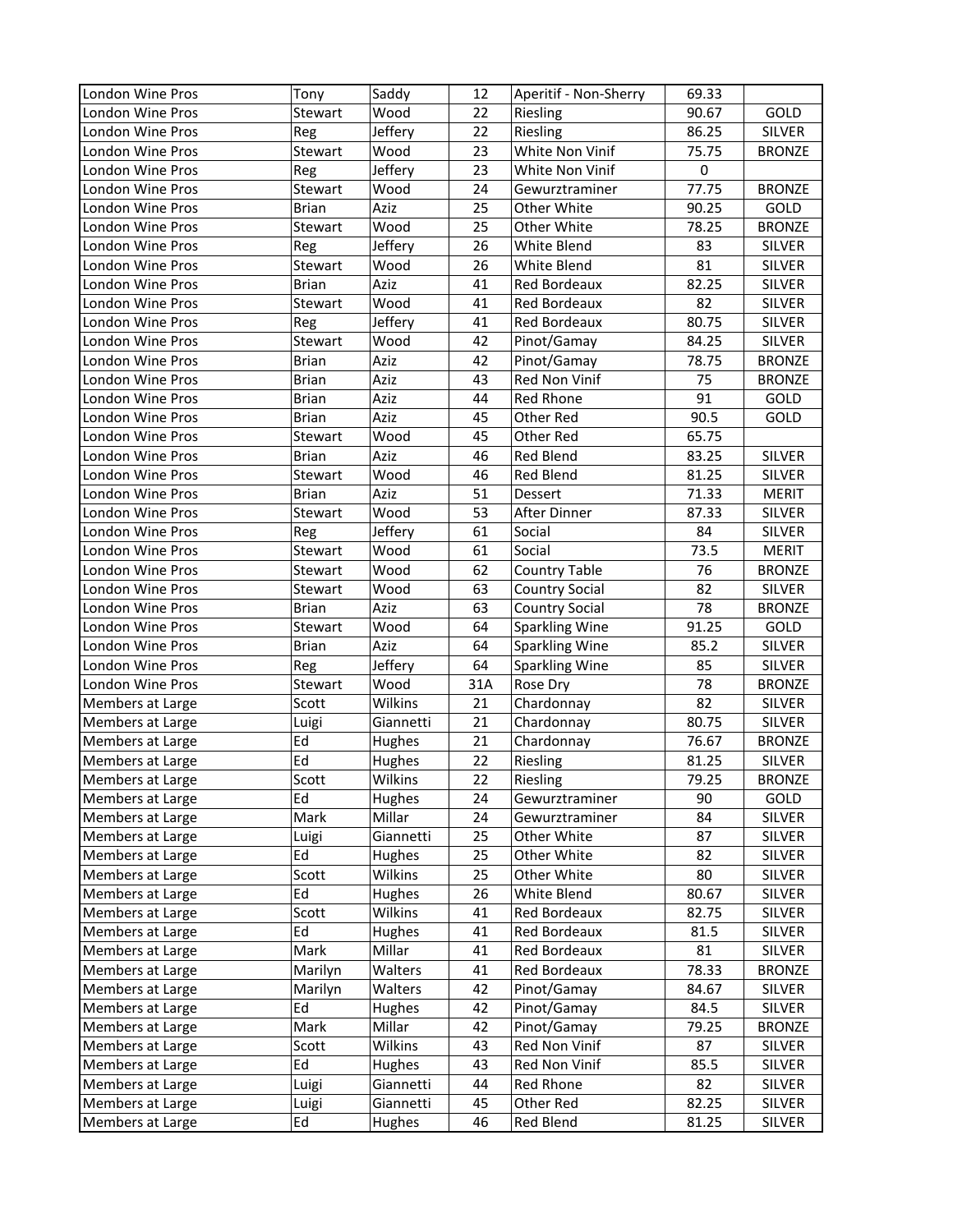| London Wine Pros | Tony | Saddy | 12 | Aperitif - Non-Sherry | 69.33 | |
|---|---|---|---|---|---|---|
| London Wine Pros | Stewart | Wood | 22 | Riesling | 90.67 | GOLD |
| London Wine Pros | Reg | Jeffery | 22 | Riesling | 86.25 | SILVER |
| London Wine Pros | Stewart | Wood | 23 | White Non Vinif | 75.75 | BRONZE |
| London Wine Pros | Reg | Jeffery | 23 | White Non Vinif | 0 | |
| London Wine Pros | Stewart | Wood | 24 | Gewurztraminer | 77.75 | BRONZE |
| London Wine Pros | Brian | Aziz | 25 | Other White | 90.25 | GOLD |
| London Wine Pros | Stewart | Wood | 25 | Other White | 78.25 | BRONZE |
| London Wine Pros | Reg | Jeffery | 26 | White Blend | 83 | SILVER |
| London Wine Pros | Stewart | Wood | 26 | White Blend | 81 | SILVER |
| London Wine Pros | Brian | Aziz | 41 | Red Bordeaux | 82.25 | SILVER |
| London Wine Pros | Stewart | Wood | 41 | Red Bordeaux | 82 | SILVER |
| London Wine Pros | Reg | Jeffery | 41 | Red Bordeaux | 80.75 | SILVER |
| London Wine Pros | Stewart | Wood | 42 | Pinot/Gamay | 84.25 | SILVER |
| London Wine Pros | Brian | Aziz | 42 | Pinot/Gamay | 78.75 | BRONZE |
| London Wine Pros | Brian | Aziz | 43 | Red Non Vinif | 75 | BRONZE |
| London Wine Pros | Brian | Aziz | 44 | Red Rhone | 91 | GOLD |
| London Wine Pros | Brian | Aziz | 45 | Other Red | 90.5 | GOLD |
| London Wine Pros | Stewart | Wood | 45 | Other Red | 65.75 | |
| London Wine Pros | Brian | Aziz | 46 | Red Blend | 83.25 | SILVER |
| London Wine Pros | Stewart | Wood | 46 | Red Blend | 81.25 | SILVER |
| London Wine Pros | Brian | Aziz | 51 | Dessert | 71.33 | MERIT |
| London Wine Pros | Stewart | Wood | 53 | After Dinner | 87.33 | SILVER |
| London Wine Pros | Reg | Jeffery | 61 | Social | 84 | SILVER |
| London Wine Pros | Stewart | Wood | 61 | Social | 73.5 | MERIT |
| London Wine Pros | Stewart | Wood | 62 | Country Table | 76 | BRONZE |
| London Wine Pros | Stewart | Wood | 63 | Country Social | 82 | SILVER |
| London Wine Pros | Brian | Aziz | 63 | Country Social | 78 | BRONZE |
| London Wine Pros | Stewart | Wood | 64 | Sparkling Wine | 91.25 | GOLD |
| London Wine Pros | Brian | Aziz | 64 | Sparkling Wine | 85.2 | SILVER |
| London Wine Pros | Reg | Jeffery | 64 | Sparkling Wine | 85 | SILVER |
| London Wine Pros | Stewart | Wood | 31A | Rose Dry | 78 | BRONZE |
| Members at Large | Scott | Wilkins | 21 | Chardonnay | 82 | SILVER |
| Members at Large | Luigi | Giannetti | 21 | Chardonnay | 80.75 | SILVER |
| Members at Large | Ed | Hughes | 21 | Chardonnay | 76.67 | BRONZE |
| Members at Large | Ed | Hughes | 22 | Riesling | 81.25 | SILVER |
| Members at Large | Scott | Wilkins | 22 | Riesling | 79.25 | BRONZE |
| Members at Large | Ed | Hughes | 24 | Gewurztraminer | 90 | GOLD |
| Members at Large | Mark | Millar | 24 | Gewurztraminer | 84 | SILVER |
| Members at Large | Luigi | Giannetti | 25 | Other White | 87 | SILVER |
| Members at Large | Ed | Hughes | 25 | Other White | 82 | SILVER |
| Members at Large | Scott | Wilkins | 25 | Other White | 80 | SILVER |
| Members at Large | Ed | Hughes | 26 | White Blend | 80.67 | SILVER |
| Members at Large | Scott | Wilkins | 41 | Red Bordeaux | 82.75 | SILVER |
| Members at Large | Ed | Hughes | 41 | Red Bordeaux | 81.5 | SILVER |
| Members at Large | Mark | Millar | 41 | Red Bordeaux | 81 | SILVER |
| Members at Large | Marilyn | Walters | 41 | Red Bordeaux | 78.33 | BRONZE |
| Members at Large | Marilyn | Walters | 42 | Pinot/Gamay | 84.67 | SILVER |
| Members at Large | Ed | Hughes | 42 | Pinot/Gamay | 84.5 | SILVER |
| Members at Large | Mark | Millar | 42 | Pinot/Gamay | 79.25 | BRONZE |
| Members at Large | Scott | Wilkins | 43 | Red Non Vinif | 87 | SILVER |
| Members at Large | Ed | Hughes | 43 | Red Non Vinif | 85.5 | SILVER |
| Members at Large | Luigi | Giannetti | 44 | Red Rhone | 82 | SILVER |
| Members at Large | Luigi | Giannetti | 45 | Other Red | 82.25 | SILVER |
| Members at Large | Ed | Hughes | 46 | Red Blend | 81.25 | SILVER |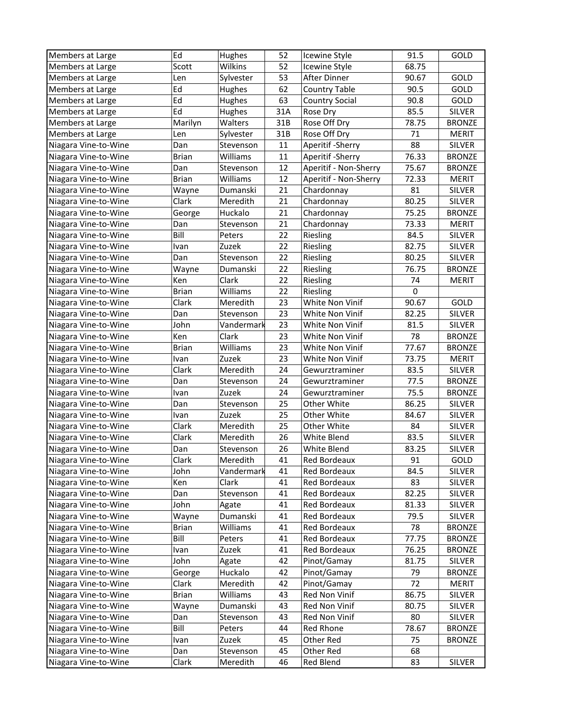| | | | | | | |
|---|---|---|---|---|---|---|
| Members at Large | Ed | Hughes | 52 | Icewine Style | 91.5 | GOLD |
| Members at Large | Scott | Wilkins | 52 | Icewine Style | 68.75 | |
| Members at Large | Len | Sylvester | 53 | After Dinner | 90.67 | GOLD |
| Members at Large | Ed | Hughes | 62 | Country Table | 90.5 | GOLD |
| Members at Large | Ed | Hughes | 63 | Country Social | 90.8 | GOLD |
| Members at Large | Ed | Hughes | 31A | Rose Dry | 85.5 | SILVER |
| Members at Large | Marilyn | Walters | 31B | Rose Off Dry | 78.75 | BRONZE |
| Members at Large | Len | Sylvester | 31B | Rose Off Dry | 71 | MERIT |
| Niagara Vine-to-Wine | Dan | Stevenson | 11 | Aperitif -Sherry | 88 | SILVER |
| Niagara Vine-to-Wine | Brian | Williams | 11 | Aperitif -Sherry | 76.33 | BRONZE |
| Niagara Vine-to-Wine | Dan | Stevenson | 12 | Aperitif - Non-Sherry | 75.67 | BRONZE |
| Niagara Vine-to-Wine | Brian | Williams | 12 | Aperitif - Non-Sherry | 72.33 | MERIT |
| Niagara Vine-to-Wine | Wayne | Dumanski | 21 | Chardonnay | 81 | SILVER |
| Niagara Vine-to-Wine | Clark | Meredith | 21 | Chardonnay | 80.25 | SILVER |
| Niagara Vine-to-Wine | George | Huckalo | 21 | Chardonnay | 75.25 | BRONZE |
| Niagara Vine-to-Wine | Dan | Stevenson | 21 | Chardonnay | 73.33 | MERIT |
| Niagara Vine-to-Wine | Bill | Peters | 22 | Riesling | 84.5 | SILVER |
| Niagara Vine-to-Wine | Ivan | Zuzek | 22 | Riesling | 82.75 | SILVER |
| Niagara Vine-to-Wine | Dan | Stevenson | 22 | Riesling | 80.25 | SILVER |
| Niagara Vine-to-Wine | Wayne | Dumanski | 22 | Riesling | 76.75 | BRONZE |
| Niagara Vine-to-Wine | Ken | Clark | 22 | Riesling | 74 | MERIT |
| Niagara Vine-to-Wine | Brian | Williams | 22 | Riesling | 0 | |
| Niagara Vine-to-Wine | Clark | Meredith | 23 | White Non Vinif | 90.67 | GOLD |
| Niagara Vine-to-Wine | Dan | Stevenson | 23 | White Non Vinif | 82.25 | SILVER |
| Niagara Vine-to-Wine | John | Vandermark | 23 | White Non Vinif | 81.5 | SILVER |
| Niagara Vine-to-Wine | Ken | Clark | 23 | White Non Vinif | 78 | BRONZE |
| Niagara Vine-to-Wine | Brian | Williams | 23 | White Non Vinif | 77.67 | BRONZE |
| Niagara Vine-to-Wine | Ivan | Zuzek | 23 | White Non Vinif | 73.75 | MERIT |
| Niagara Vine-to-Wine | Clark | Meredith | 24 | Gewurztraminer | 83.5 | SILVER |
| Niagara Vine-to-Wine | Dan | Stevenson | 24 | Gewurztraminer | 77.5 | BRONZE |
| Niagara Vine-to-Wine | Ivan | Zuzek | 24 | Gewurztraminer | 75.5 | BRONZE |
| Niagara Vine-to-Wine | Dan | Stevenson | 25 | Other White | 86.25 | SILVER |
| Niagara Vine-to-Wine | Ivan | Zuzek | 25 | Other White | 84.67 | SILVER |
| Niagara Vine-to-Wine | Clark | Meredith | 25 | Other White | 84 | SILVER |
| Niagara Vine-to-Wine | Clark | Meredith | 26 | White Blend | 83.5 | SILVER |
| Niagara Vine-to-Wine | Dan | Stevenson | 26 | White Blend | 83.25 | SILVER |
| Niagara Vine-to-Wine | Clark | Meredith | 41 | Red Bordeaux | 91 | GOLD |
| Niagara Vine-to-Wine | John | Vandermark | 41 | Red Bordeaux | 84.5 | SILVER |
| Niagara Vine-to-Wine | Ken | Clark | 41 | Red Bordeaux | 83 | SILVER |
| Niagara Vine-to-Wine | Dan | Stevenson | 41 | Red Bordeaux | 82.25 | SILVER |
| Niagara Vine-to-Wine | John | Agate | 41 | Red Bordeaux | 81.33 | SILVER |
| Niagara Vine-to-Wine | Wayne | Dumanski | 41 | Red Bordeaux | 79.5 | SILVER |
| Niagara Vine-to-Wine | Brian | Williams | 41 | Red Bordeaux | 78 | BRONZE |
| Niagara Vine-to-Wine | Bill | Peters | 41 | Red Bordeaux | 77.75 | BRONZE |
| Niagara Vine-to-Wine | Ivan | Zuzek | 41 | Red Bordeaux | 76.25 | BRONZE |
| Niagara Vine-to-Wine | John | Agate | 42 | Pinot/Gamay | 81.75 | SILVER |
| Niagara Vine-to-Wine | George | Huckalo | 42 | Pinot/Gamay | 79 | BRONZE |
| Niagara Vine-to-Wine | Clark | Meredith | 42 | Pinot/Gamay | 72 | MERIT |
| Niagara Vine-to-Wine | Brian | Williams | 43 | Red Non Vinif | 86.75 | SILVER |
| Niagara Vine-to-Wine | Wayne | Dumanski | 43 | Red Non Vinif | 80.75 | SILVER |
| Niagara Vine-to-Wine | Dan | Stevenson | 43 | Red Non Vinif | 80 | SILVER |
| Niagara Vine-to-Wine | Bill | Peters | 44 | Red Rhone | 78.67 | BRONZE |
| Niagara Vine-to-Wine | Ivan | Zuzek | 45 | Other Red | 75 | BRONZE |
| Niagara Vine-to-Wine | Dan | Stevenson | 45 | Other Red | 68 | |
| Niagara Vine-to-Wine | Clark | Meredith | 46 | Red Blend | 83 | SILVER |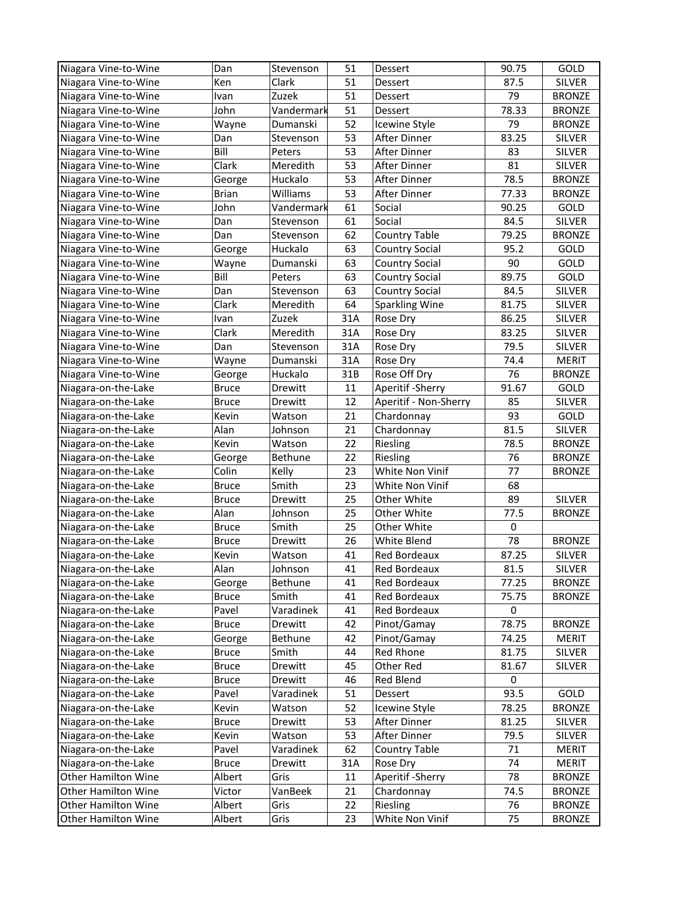| Niagara Vine-to-Wine | Dan | Stevenson | 51 | Dessert | 90.75 | GOLD |
|---|---|---|---|---|---|---|
| Niagara Vine-to-Wine | Ken | Clark | 51 | Dessert | 87.5 | SILVER |
| Niagara Vine-to-Wine | Ivan | Zuzek | 51 | Dessert | 79 | BRONZE |
| Niagara Vine-to-Wine | John | Vandermark | 51 | Dessert | 78.33 | BRONZE |
| Niagara Vine-to-Wine | Wayne | Dumanski | 52 | Icewine Style | 79 | BRONZE |
| Niagara Vine-to-Wine | Dan | Stevenson | 53 | After Dinner | 83.25 | SILVER |
| Niagara Vine-to-Wine | Bill | Peters | 53 | After Dinner | 83 | SILVER |
| Niagara Vine-to-Wine | Clark | Meredith | 53 | After Dinner | 81 | SILVER |
| Niagara Vine-to-Wine | George | Huckalo | 53 | After Dinner | 78.5 | BRONZE |
| Niagara Vine-to-Wine | Brian | Williams | 53 | After Dinner | 77.33 | BRONZE |
| Niagara Vine-to-Wine | John | Vandermark | 61 | Social | 90.25 | GOLD |
| Niagara Vine-to-Wine | Dan | Stevenson | 61 | Social | 84.5 | SILVER |
| Niagara Vine-to-Wine | Dan | Stevenson | 62 | Country Table | 79.25 | BRONZE |
| Niagara Vine-to-Wine | George | Huckalo | 63 | Country Social | 95.2 | GOLD |
| Niagara Vine-to-Wine | Wayne | Dumanski | 63 | Country Social | 90 | GOLD |
| Niagara Vine-to-Wine | Bill | Peters | 63 | Country Social | 89.75 | GOLD |
| Niagara Vine-to-Wine | Dan | Stevenson | 63 | Country Social | 84.5 | SILVER |
| Niagara Vine-to-Wine | Clark | Meredith | 64 | Sparkling Wine | 81.75 | SILVER |
| Niagara Vine-to-Wine | Ivan | Zuzek | 31A | Rose Dry | 86.25 | SILVER |
| Niagara Vine-to-Wine | Clark | Meredith | 31A | Rose Dry | 83.25 | SILVER |
| Niagara Vine-to-Wine | Dan | Stevenson | 31A | Rose Dry | 79.5 | SILVER |
| Niagara Vine-to-Wine | Wayne | Dumanski | 31A | Rose Dry | 74.4 | MERIT |
| Niagara Vine-to-Wine | George | Huckalo | 31B | Rose Off Dry | 76 | BRONZE |
| Niagara-on-the-Lake | Bruce | Drewitt | 11 | Aperitif -Sherry | 91.67 | GOLD |
| Niagara-on-the-Lake | Bruce | Drewitt | 12 | Aperitif - Non-Sherry | 85 | SILVER |
| Niagara-on-the-Lake | Kevin | Watson | 21 | Chardonnay | 93 | GOLD |
| Niagara-on-the-Lake | Alan | Johnson | 21 | Chardonnay | 81.5 | SILVER |
| Niagara-on-the-Lake | Kevin | Watson | 22 | Riesling | 78.5 | BRONZE |
| Niagara-on-the-Lake | George | Bethune | 22 | Riesling | 76 | BRONZE |
| Niagara-on-the-Lake | Colin | Kelly | 23 | White Non Vinif | 77 | BRONZE |
| Niagara-on-the-Lake | Bruce | Smith | 23 | White Non Vinif | 68 | |
| Niagara-on-the-Lake | Bruce | Drewitt | 25 | Other White | 89 | SILVER |
| Niagara-on-the-Lake | Alan | Johnson | 25 | Other White | 77.5 | BRONZE |
| Niagara-on-the-Lake | Bruce | Smith | 25 | Other White | 0 | |
| Niagara-on-the-Lake | Bruce | Drewitt | 26 | White Blend | 78 | BRONZE |
| Niagara-on-the-Lake | Kevin | Watson | 41 | Red Bordeaux | 87.25 | SILVER |
| Niagara-on-the-Lake | Alan | Johnson | 41 | Red Bordeaux | 81.5 | SILVER |
| Niagara-on-the-Lake | George | Bethune | 41 | Red Bordeaux | 77.25 | BRONZE |
| Niagara-on-the-Lake | Bruce | Smith | 41 | Red Bordeaux | 75.75 | BRONZE |
| Niagara-on-the-Lake | Pavel | Varadinek | 41 | Red Bordeaux | 0 | |
| Niagara-on-the-Lake | Bruce | Drewitt | 42 | Pinot/Gamay | 78.75 | BRONZE |
| Niagara-on-the-Lake | George | Bethune | 42 | Pinot/Gamay | 74.25 | MERIT |
| Niagara-on-the-Lake | Bruce | Smith | 44 | Red Rhone | 81.75 | SILVER |
| Niagara-on-the-Lake | Bruce | Drewitt | 45 | Other Red | 81.67 | SILVER |
| Niagara-on-the-Lake | Bruce | Drewitt | 46 | Red Blend | 0 | |
| Niagara-on-the-Lake | Pavel | Varadinek | 51 | Dessert | 93.5 | GOLD |
| Niagara-on-the-Lake | Kevin | Watson | 52 | Icewine Style | 78.25 | BRONZE |
| Niagara-on-the-Lake | Bruce | Drewitt | 53 | After Dinner | 81.25 | SILVER |
| Niagara-on-the-Lake | Kevin | Watson | 53 | After Dinner | 79.5 | SILVER |
| Niagara-on-the-Lake | Pavel | Varadinek | 62 | Country Table | 71 | MERIT |
| Niagara-on-the-Lake | Bruce | Drewitt | 31A | Rose Dry | 74 | MERIT |
| Other Hamilton Wine | Albert | Gris | 11 | Aperitif -Sherry | 78 | BRONZE |
| Other Hamilton Wine | Victor | VanBeek | 21 | Chardonnay | 74.5 | BRONZE |
| Other Hamilton Wine | Albert | Gris | 22 | Riesling | 76 | BRONZE |
| Other Hamilton Wine | Albert | Gris | 23 | White Non Vinif | 75 | BRONZE |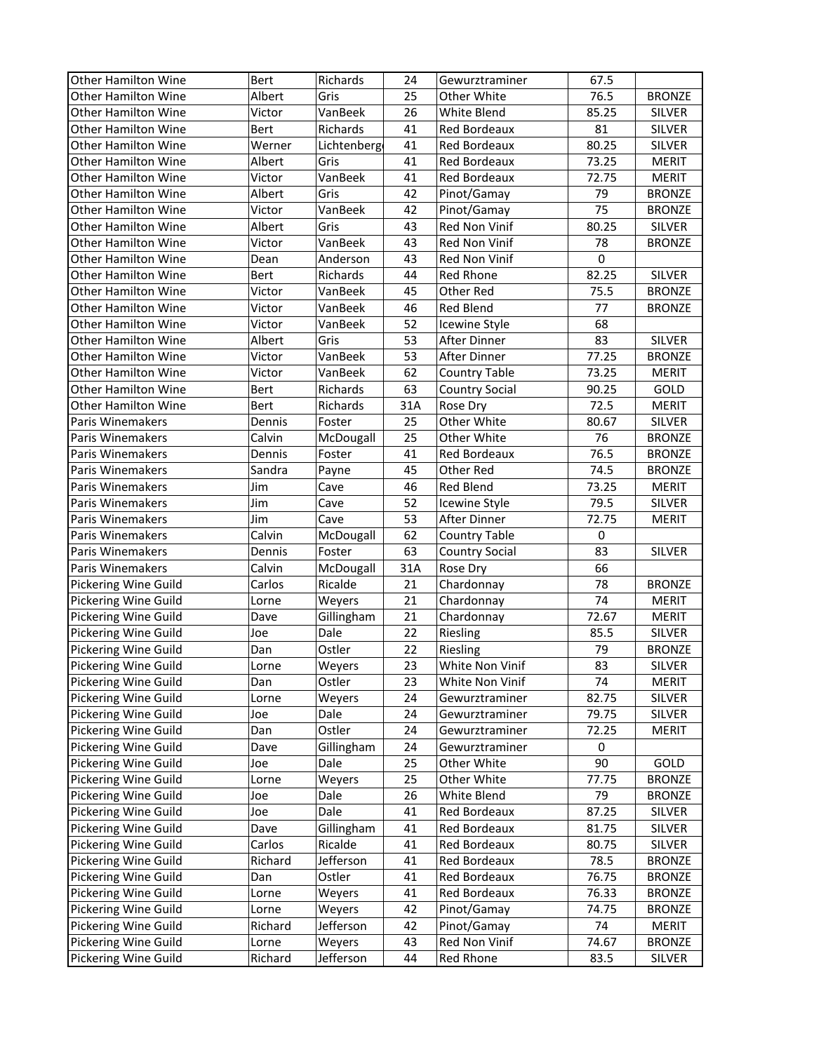| Other Hamilton Wine | Bert | Richards | 24 | Gewurztraminer | 67.5 | |
|---|---|---|---|---|---|---|
| Other Hamilton Wine | Albert | Gris | 25 | Other White | 76.5 | BRONZE |
| Other Hamilton Wine | Victor | VanBeek | 26 | White Blend | 85.25 | SILVER |
| Other Hamilton Wine | Bert | Richards | 41 | Red Bordeaux | 81 | SILVER |
| Other Hamilton Wine | Werner | Lichtenberg | 41 | Red Bordeaux | 80.25 | SILVER |
| Other Hamilton Wine | Albert | Gris | 41 | Red Bordeaux | 73.25 | MERIT |
| Other Hamilton Wine | Victor | VanBeek | 41 | Red Bordeaux | 72.75 | MERIT |
| Other Hamilton Wine | Albert | Gris | 42 | Pinot/Gamay | 79 | BRONZE |
| Other Hamilton Wine | Victor | VanBeek | 42 | Pinot/Gamay | 75 | BRONZE |
| Other Hamilton Wine | Albert | Gris | 43 | Red Non Vinif | 80.25 | SILVER |
| Other Hamilton Wine | Victor | VanBeek | 43 | Red Non Vinif | 78 | BRONZE |
| Other Hamilton Wine | Dean | Anderson | 43 | Red Non Vinif | 0 | |
| Other Hamilton Wine | Bert | Richards | 44 | Red Rhone | 82.25 | SILVER |
| Other Hamilton Wine | Victor | VanBeek | 45 | Other Red | 75.5 | BRONZE |
| Other Hamilton Wine | Victor | VanBeek | 46 | Red Blend | 77 | BRONZE |
| Other Hamilton Wine | Victor | VanBeek | 52 | Icewine Style | 68 | |
| Other Hamilton Wine | Albert | Gris | 53 | After Dinner | 83 | SILVER |
| Other Hamilton Wine | Victor | VanBeek | 53 | After Dinner | 77.25 | BRONZE |
| Other Hamilton Wine | Victor | VanBeek | 62 | Country Table | 73.25 | MERIT |
| Other Hamilton Wine | Bert | Richards | 63 | Country Social | 90.25 | GOLD |
| Other Hamilton Wine | Bert | Richards | 31A | Rose Dry | 72.5 | MERIT |
| Paris Winemakers | Dennis | Foster | 25 | Other White | 80.67 | SILVER |
| Paris Winemakers | Calvin | McDougall | 25 | Other White | 76 | BRONZE |
| Paris Winemakers | Dennis | Foster | 41 | Red Bordeaux | 76.5 | BRONZE |
| Paris Winemakers | Sandra | Payne | 45 | Other Red | 74.5 | BRONZE |
| Paris Winemakers | Jim | Cave | 46 | Red Blend | 73.25 | MERIT |
| Paris Winemakers | Jim | Cave | 52 | Icewine Style | 79.5 | SILVER |
| Paris Winemakers | Jim | Cave | 53 | After Dinner | 72.75 | MERIT |
| Paris Winemakers | Calvin | McDougall | 62 | Country Table | 0 | |
| Paris Winemakers | Dennis | Foster | 63 | Country Social | 83 | SILVER |
| Paris Winemakers | Calvin | McDougall | 31A | Rose Dry | 66 | |
| Pickering Wine Guild | Carlos | Ricalde | 21 | Chardonnay | 78 | BRONZE |
| Pickering Wine Guild | Lorne | Weyers | 21 | Chardonnay | 74 | MERIT |
| Pickering Wine Guild | Dave | Gillingham | 21 | Chardonnay | 72.67 | MERIT |
| Pickering Wine Guild | Joe | Dale | 22 | Riesling | 85.5 | SILVER |
| Pickering Wine Guild | Dan | Ostler | 22 | Riesling | 79 | BRONZE |
| Pickering Wine Guild | Lorne | Weyers | 23 | White Non Vinif | 83 | SILVER |
| Pickering Wine Guild | Dan | Ostler | 23 | White Non Vinif | 74 | MERIT |
| Pickering Wine Guild | Lorne | Weyers | 24 | Gewurztraminer | 82.75 | SILVER |
| Pickering Wine Guild | Joe | Dale | 24 | Gewurztraminer | 79.75 | SILVER |
| Pickering Wine Guild | Dan | Ostler | 24 | Gewurztraminer | 72.25 | MERIT |
| Pickering Wine Guild | Dave | Gillingham | 24 | Gewurztraminer | 0 | |
| Pickering Wine Guild | Joe | Dale | 25 | Other White | 90 | GOLD |
| Pickering Wine Guild | Lorne | Weyers | 25 | Other White | 77.75 | BRONZE |
| Pickering Wine Guild | Joe | Dale | 26 | White Blend | 79 | BRONZE |
| Pickering Wine Guild | Joe | Dale | 41 | Red Bordeaux | 87.25 | SILVER |
| Pickering Wine Guild | Dave | Gillingham | 41 | Red Bordeaux | 81.75 | SILVER |
| Pickering Wine Guild | Carlos | Ricalde | 41 | Red Bordeaux | 80.75 | SILVER |
| Pickering Wine Guild | Richard | Jefferson | 41 | Red Bordeaux | 78.5 | BRONZE |
| Pickering Wine Guild | Dan | Ostler | 41 | Red Bordeaux | 76.75 | BRONZE |
| Pickering Wine Guild | Lorne | Weyers | 41 | Red Bordeaux | 76.33 | BRONZE |
| Pickering Wine Guild | Lorne | Weyers | 42 | Pinot/Gamay | 74.75 | BRONZE |
| Pickering Wine Guild | Richard | Jefferson | 42 | Pinot/Gamay | 74 | MERIT |
| Pickering Wine Guild | Lorne | Weyers | 43 | Red Non Vinif | 74.67 | BRONZE |
| Pickering Wine Guild | Richard | Jefferson | 44 | Red Rhone | 83.5 | SILVER |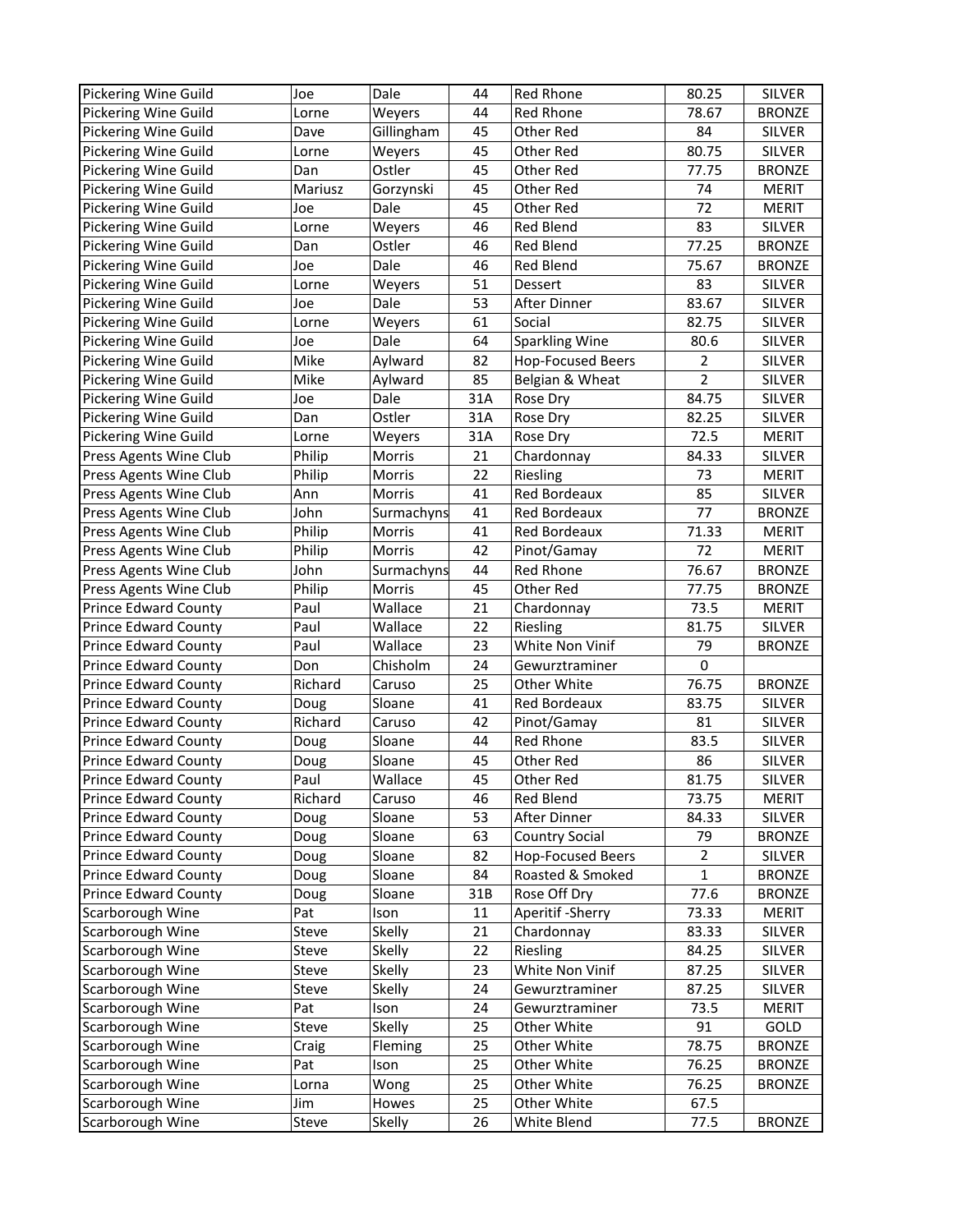| | | | | | | |
|---|---|---|---|---|---|---|
| Pickering Wine Guild | Joe | Dale | 44 | Red Rhone | 80.25 | SILVER |
| Pickering Wine Guild | Lorne | Weyers | 44 | Red Rhone | 78.67 | BRONZE |
| Pickering Wine Guild | Dave | Gillingham | 45 | Other Red | 84 | SILVER |
| Pickering Wine Guild | Lorne | Weyers | 45 | Other Red | 80.75 | SILVER |
| Pickering Wine Guild | Dan | Ostler | 45 | Other Red | 77.75 | BRONZE |
| Pickering Wine Guild | Mariusz | Gorzynski | 45 | Other Red | 74 | MERIT |
| Pickering Wine Guild | Joe | Dale | 45 | Other Red | 72 | MERIT |
| Pickering Wine Guild | Lorne | Weyers | 46 | Red Blend | 83 | SILVER |
| Pickering Wine Guild | Dan | Ostler | 46 | Red Blend | 77.25 | BRONZE |
| Pickering Wine Guild | Joe | Dale | 46 | Red Blend | 75.67 | BRONZE |
| Pickering Wine Guild | Lorne | Weyers | 51 | Dessert | 83 | SILVER |
| Pickering Wine Guild | Joe | Dale | 53 | After Dinner | 83.67 | SILVER |
| Pickering Wine Guild | Lorne | Weyers | 61 | Social | 82.75 | SILVER |
| Pickering Wine Guild | Joe | Dale | 64 | Sparkling Wine | 80.6 | SILVER |
| Pickering Wine Guild | Mike | Aylward | 82 | Hop-Focused Beers | 2 | SILVER |
| Pickering Wine Guild | Mike | Aylward | 85 | Belgian & Wheat | 2 | SILVER |
| Pickering Wine Guild | Joe | Dale | 31A | Rose Dry | 84.75 | SILVER |
| Pickering Wine Guild | Dan | Ostler | 31A | Rose Dry | 82.25 | SILVER |
| Pickering Wine Guild | Lorne | Weyers | 31A | Rose Dry | 72.5 | MERIT |
| Press Agents Wine Club | Philip | Morris | 21 | Chardonnay | 84.33 | SILVER |
| Press Agents Wine Club | Philip | Morris | 22 | Riesling | 73 | MERIT |
| Press Agents Wine Club | Ann | Morris | 41 | Red Bordeaux | 85 | SILVER |
| Press Agents Wine Club | John | Surmachyns | 41 | Red Bordeaux | 77 | BRONZE |
| Press Agents Wine Club | Philip | Morris | 41 | Red Bordeaux | 71.33 | MERIT |
| Press Agents Wine Club | Philip | Morris | 42 | Pinot/Gamay | 72 | MERIT |
| Press Agents Wine Club | John | Surmachyns | 44 | Red Rhone | 76.67 | BRONZE |
| Press Agents Wine Club | Philip | Morris | 45 | Other Red | 77.75 | BRONZE |
| Prince Edward County | Paul | Wallace | 21 | Chardonnay | 73.5 | MERIT |
| Prince Edward County | Paul | Wallace | 22 | Riesling | 81.75 | SILVER |
| Prince Edward County | Paul | Wallace | 23 | White Non Vinif | 79 | BRONZE |
| Prince Edward County | Don | Chisholm | 24 | Gewurztraminer | 0 | |
| Prince Edward County | Richard | Caruso | 25 | Other White | 76.75 | BRONZE |
| Prince Edward County | Doug | Sloane | 41 | Red Bordeaux | 83.75 | SILVER |
| Prince Edward County | Richard | Caruso | 42 | Pinot/Gamay | 81 | SILVER |
| Prince Edward County | Doug | Sloane | 44 | Red Rhone | 83.5 | SILVER |
| Prince Edward County | Doug | Sloane | 45 | Other Red | 86 | SILVER |
| Prince Edward County | Paul | Wallace | 45 | Other Red | 81.75 | SILVER |
| Prince Edward County | Richard | Caruso | 46 | Red Blend | 73.75 | MERIT |
| Prince Edward County | Doug | Sloane | 53 | After Dinner | 84.33 | SILVER |
| Prince Edward County | Doug | Sloane | 63 | Country Social | 79 | BRONZE |
| Prince Edward County | Doug | Sloane | 82 | Hop-Focused Beers | 2 | SILVER |
| Prince Edward County | Doug | Sloane | 84 | Roasted & Smoked | 1 | BRONZE |
| Prince Edward County | Doug | Sloane | 31B | Rose Off Dry | 77.6 | BRONZE |
| Scarborough Wine | Pat | Ison | 11 | Aperitif -Sherry | 73.33 | MERIT |
| Scarborough Wine | Steve | Skelly | 21 | Chardonnay | 83.33 | SILVER |
| Scarborough Wine | Steve | Skelly | 22 | Riesling | 84.25 | SILVER |
| Scarborough Wine | Steve | Skelly | 23 | White Non Vinif | 87.25 | SILVER |
| Scarborough Wine | Steve | Skelly | 24 | Gewurztraminer | 87.25 | SILVER |
| Scarborough Wine | Pat | Ison | 24 | Gewurztraminer | 73.5 | MERIT |
| Scarborough Wine | Steve | Skelly | 25 | Other White | 91 | GOLD |
| Scarborough Wine | Craig | Fleming | 25 | Other White | 78.75 | BRONZE |
| Scarborough Wine | Pat | Ison | 25 | Other White | 76.25 | BRONZE |
| Scarborough Wine | Lorna | Wong | 25 | Other White | 76.25 | BRONZE |
| Scarborough Wine | Jim | Howes | 25 | Other White | 67.5 | |
| Scarborough Wine | Steve | Skelly | 26 | White Blend | 77.5 | BRONZE |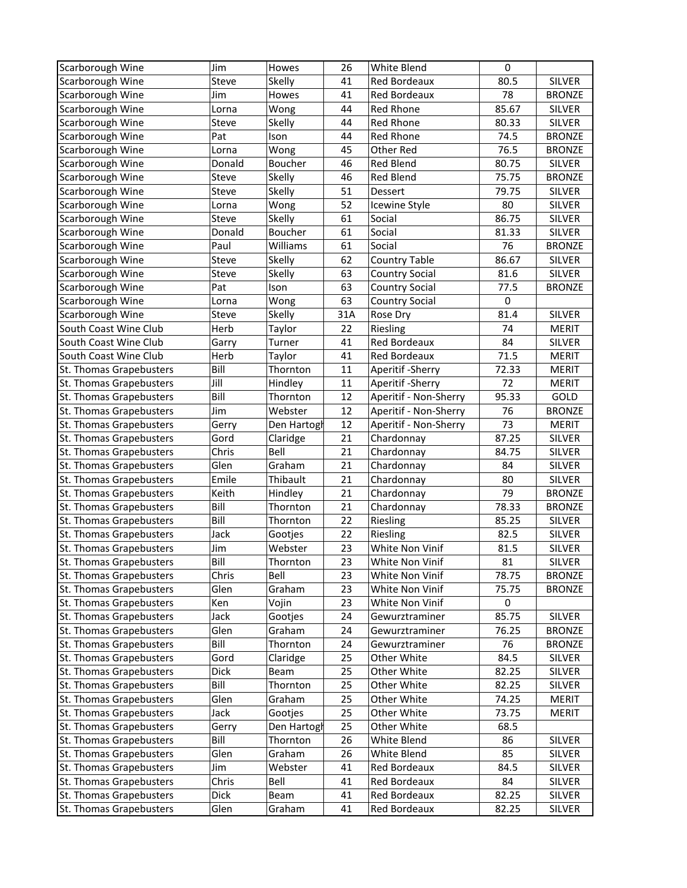| Scarborough Wine | Jim | Howes | 26 | White Blend | 0 | |
|---|---|---|---|---|---|---|
| Scarborough Wine | Steve | Skelly | 41 | Red Bordeaux | 80.5 | SILVER |
| Scarborough Wine | Jim | Howes | 41 | Red Bordeaux | 78 | BRONZE |
| Scarborough Wine | Lorna | Wong | 44 | Red Rhone | 85.67 | SILVER |
| Scarborough Wine | Steve | Skelly | 44 | Red Rhone | 80.33 | SILVER |
| Scarborough Wine | Pat | Ison | 44 | Red Rhone | 74.5 | BRONZE |
| Scarborough Wine | Lorna | Wong | 45 | Other Red | 76.5 | BRONZE |
| Scarborough Wine | Donald | Boucher | 46 | Red Blend | 80.75 | SILVER |
| Scarborough Wine | Steve | Skelly | 46 | Red Blend | 75.75 | BRONZE |
| Scarborough Wine | Steve | Skelly | 51 | Dessert | 79.75 | SILVER |
| Scarborough Wine | Lorna | Wong | 52 | Icewine Style | 80 | SILVER |
| Scarborough Wine | Steve | Skelly | 61 | Social | 86.75 | SILVER |
| Scarborough Wine | Donald | Boucher | 61 | Social | 81.33 | SILVER |
| Scarborough Wine | Paul | Williams | 61 | Social | 76 | BRONZE |
| Scarborough Wine | Steve | Skelly | 62 | Country Table | 86.67 | SILVER |
| Scarborough Wine | Steve | Skelly | 63 | Country Social | 81.6 | SILVER |
| Scarborough Wine | Pat | Ison | 63 | Country Social | 77.5 | BRONZE |
| Scarborough Wine | Lorna | Wong | 63 | Country Social | 0 | |
| Scarborough Wine | Steve | Skelly | 31A | Rose Dry | 81.4 | SILVER |
| South Coast Wine Club | Herb | Taylor | 22 | Riesling | 74 | MERIT |
| South Coast Wine Club | Garry | Turner | 41 | Red Bordeaux | 84 | SILVER |
| South Coast Wine Club | Herb | Taylor | 41 | Red Bordeaux | 71.5 | MERIT |
| St. Thomas Grapebusters | Bill | Thornton | 11 | Aperitif -Sherry | 72.33 | MERIT |
| St. Thomas Grapebusters | Jill | Hindley | 11 | Aperitif -Sherry | 72 | MERIT |
| St. Thomas Grapebusters | Bill | Thornton | 12 | Aperitif - Non-Sherry | 95.33 | GOLD |
| St. Thomas Grapebusters | Jim | Webster | 12 | Aperitif - Non-Sherry | 76 | BRONZE |
| St. Thomas Grapebusters | Gerry | Den Hartogh | 12 | Aperitif - Non-Sherry | 73 | MERIT |
| St. Thomas Grapebusters | Gord | Claridge | 21 | Chardonnay | 87.25 | SILVER |
| St. Thomas Grapebusters | Chris | Bell | 21 | Chardonnay | 84.75 | SILVER |
| St. Thomas Grapebusters | Glen | Graham | 21 | Chardonnay | 84 | SILVER |
| St. Thomas Grapebusters | Emile | Thibault | 21 | Chardonnay | 80 | SILVER |
| St. Thomas Grapebusters | Keith | Hindley | 21 | Chardonnay | 79 | BRONZE |
| St. Thomas Grapebusters | Bill | Thornton | 21 | Chardonnay | 78.33 | BRONZE |
| St. Thomas Grapebusters | Bill | Thornton | 22 | Riesling | 85.25 | SILVER |
| St. Thomas Grapebusters | Jack | Gootjes | 22 | Riesling | 82.5 | SILVER |
| St. Thomas Grapebusters | Jim | Webster | 23 | White Non Vinif | 81.5 | SILVER |
| St. Thomas Grapebusters | Bill | Thornton | 23 | White Non Vinif | 81 | SILVER |
| St. Thomas Grapebusters | Chris | Bell | 23 | White Non Vinif | 78.75 | BRONZE |
| St. Thomas Grapebusters | Glen | Graham | 23 | White Non Vinif | 75.75 | BRONZE |
| St. Thomas Grapebusters | Ken | Vojin | 23 | White Non Vinif | 0 | |
| St. Thomas Grapebusters | Jack | Gootjes | 24 | Gewurztraminer | 85.75 | SILVER |
| St. Thomas Grapebusters | Glen | Graham | 24 | Gewurztraminer | 76.25 | BRONZE |
| St. Thomas Grapebusters | Bill | Thornton | 24 | Gewurztraminer | 76 | BRONZE |
| St. Thomas Grapebusters | Gord | Claridge | 25 | Other White | 84.5 | SILVER |
| St. Thomas Grapebusters | Dick | Beam | 25 | Other White | 82.25 | SILVER |
| St. Thomas Grapebusters | Bill | Thornton | 25 | Other White | 82.25 | SILVER |
| St. Thomas Grapebusters | Glen | Graham | 25 | Other White | 74.25 | MERIT |
| St. Thomas Grapebusters | Jack | Gootjes | 25 | Other White | 73.75 | MERIT |
| St. Thomas Grapebusters | Gerry | Den Hartogh | 25 | Other White | 68.5 | |
| St. Thomas Grapebusters | Bill | Thornton | 26 | White Blend | 86 | SILVER |
| St. Thomas Grapebusters | Glen | Graham | 26 | White Blend | 85 | SILVER |
| St. Thomas Grapebusters | Jim | Webster | 41 | Red Bordeaux | 84.5 | SILVER |
| St. Thomas Grapebusters | Chris | Bell | 41 | Red Bordeaux | 84 | SILVER |
| St. Thomas Grapebusters | Dick | Beam | 41 | Red Bordeaux | 82.25 | SILVER |
| St. Thomas Grapebusters | Glen | Graham | 41 | Red Bordeaux | 82.25 | SILVER |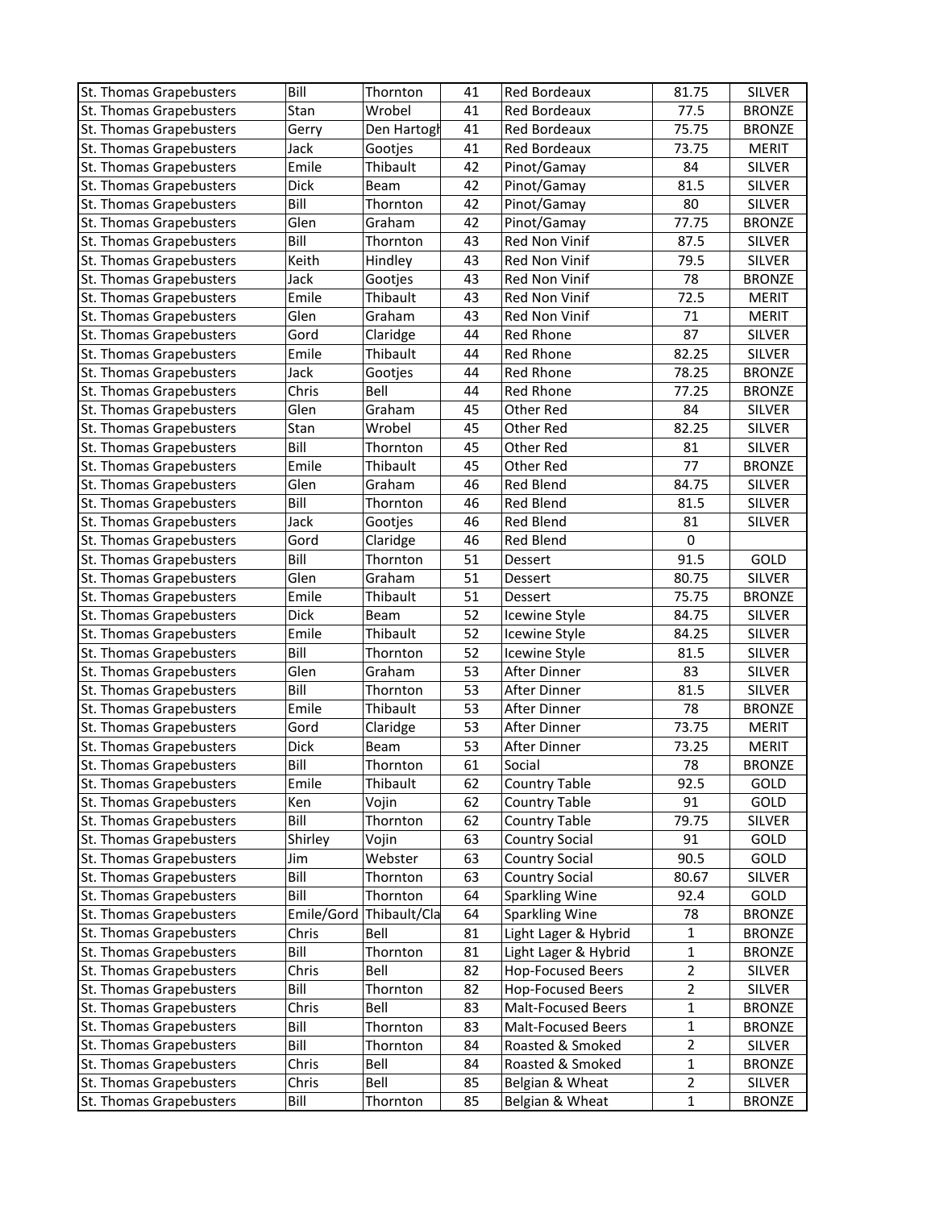| St. Thomas Grapebusters | Bill | Thornton | 41 | Red Bordeaux | 81.75 | SILVER |
|---|---|---|---|---|---|---|
| St. Thomas Grapebusters | Stan | Wrobel | 41 | Red Bordeaux | 77.5 | BRONZE |
| St. Thomas Grapebusters | Gerry | Den Hartogh | 41 | Red Bordeaux | 75.75 | BRONZE |
| St. Thomas Grapebusters | Jack | Gootjes | 41 | Red Bordeaux | 73.75 | MERIT |
| St. Thomas Grapebusters | Emile | Thibault | 42 | Pinot/Gamay | 84 | SILVER |
| St. Thomas Grapebusters | Dick | Beam | 42 | Pinot/Gamay | 81.5 | SILVER |
| St. Thomas Grapebusters | Bill | Thornton | 42 | Pinot/Gamay | 80 | SILVER |
| St. Thomas Grapebusters | Glen | Graham | 42 | Pinot/Gamay | 77.75 | BRONZE |
| St. Thomas Grapebusters | Bill | Thornton | 43 | Red Non Vinif | 87.5 | SILVER |
| St. Thomas Grapebusters | Keith | Hindley | 43 | Red Non Vinif | 79.5 | SILVER |
| St. Thomas Grapebusters | Jack | Gootjes | 43 | Red Non Vinif | 78 | BRONZE |
| St. Thomas Grapebusters | Emile | Thibault | 43 | Red Non Vinif | 72.5 | MERIT |
| St. Thomas Grapebusters | Glen | Graham | 43 | Red Non Vinif | 71 | MERIT |
| St. Thomas Grapebusters | Gord | Claridge | 44 | Red Rhone | 87 | SILVER |
| St. Thomas Grapebusters | Emile | Thibault | 44 | Red Rhone | 82.25 | SILVER |
| St. Thomas Grapebusters | Jack | Gootjes | 44 | Red Rhone | 78.25 | BRONZE |
| St. Thomas Grapebusters | Chris | Bell | 44 | Red Rhone | 77.25 | BRONZE |
| St. Thomas Grapebusters | Glen | Graham | 45 | Other Red | 84 | SILVER |
| St. Thomas Grapebusters | Stan | Wrobel | 45 | Other Red | 82.25 | SILVER |
| St. Thomas Grapebusters | Bill | Thornton | 45 | Other Red | 81 | SILVER |
| St. Thomas Grapebusters | Emile | Thibault | 45 | Other Red | 77 | BRONZE |
| St. Thomas Grapebusters | Glen | Graham | 46 | Red Blend | 84.75 | SILVER |
| St. Thomas Grapebusters | Bill | Thornton | 46 | Red Blend | 81.5 | SILVER |
| St. Thomas Grapebusters | Jack | Gootjes | 46 | Red Blend | 81 | SILVER |
| St. Thomas Grapebusters | Gord | Claridge | 46 | Red Blend | 0 | |
| St. Thomas Grapebusters | Bill | Thornton | 51 | Dessert | 91.5 | GOLD |
| St. Thomas Grapebusters | Glen | Graham | 51 | Dessert | 80.75 | SILVER |
| St. Thomas Grapebusters | Emile | Thibault | 51 | Dessert | 75.75 | BRONZE |
| St. Thomas Grapebusters | Dick | Beam | 52 | Icewine Style | 84.75 | SILVER |
| St. Thomas Grapebusters | Emile | Thibault | 52 | Icewine Style | 84.25 | SILVER |
| St. Thomas Grapebusters | Bill | Thornton | 52 | Icewine Style | 81.5 | SILVER |
| St. Thomas Grapebusters | Glen | Graham | 53 | After Dinner | 83 | SILVER |
| St. Thomas Grapebusters | Bill | Thornton | 53 | After Dinner | 81.5 | SILVER |
| St. Thomas Grapebusters | Emile | Thibault | 53 | After Dinner | 78 | BRONZE |
| St. Thomas Grapebusters | Gord | Claridge | 53 | After Dinner | 73.75 | MERIT |
| St. Thomas Grapebusters | Dick | Beam | 53 | After Dinner | 73.25 | MERIT |
| St. Thomas Grapebusters | Bill | Thornton | 61 | Social | 78 | BRONZE |
| St. Thomas Grapebusters | Emile | Thibault | 62 | Country Table | 92.5 | GOLD |
| St. Thomas Grapebusters | Ken | Vojin | 62 | Country Table | 91 | GOLD |
| St. Thomas Grapebusters | Bill | Thornton | 62 | Country Table | 79.75 | SILVER |
| St. Thomas Grapebusters | Shirley | Vojin | 63 | Country Social | 91 | GOLD |
| St. Thomas Grapebusters | Jim | Webster | 63 | Country Social | 90.5 | GOLD |
| St. Thomas Grapebusters | Bill | Thornton | 63 | Country Social | 80.67 | SILVER |
| St. Thomas Grapebusters | Bill | Thornton | 64 | Sparkling Wine | 92.4 | GOLD |
| St. Thomas Grapebusters | Emile/Gord | Thibault/Cla | 64 | Sparkling Wine | 78 | BRONZE |
| St. Thomas Grapebusters | Chris | Bell | 81 | Light Lager & Hybrid | 1 | BRONZE |
| St. Thomas Grapebusters | Bill | Thornton | 81 | Light Lager & Hybrid | 1 | BRONZE |
| St. Thomas Grapebusters | Chris | Bell | 82 | Hop-Focused Beers | 2 | SILVER |
| St. Thomas Grapebusters | Bill | Thornton | 82 | Hop-Focused Beers | 2 | SILVER |
| St. Thomas Grapebusters | Chris | Bell | 83 | Malt-Focused Beers | 1 | BRONZE |
| St. Thomas Grapebusters | Bill | Thornton | 83 | Malt-Focused Beers | 1 | BRONZE |
| St. Thomas Grapebusters | Bill | Thornton | 84 | Roasted & Smoked | 2 | SILVER |
| St. Thomas Grapebusters | Chris | Bell | 84 | Roasted & Smoked | 1 | BRONZE |
| St. Thomas Grapebusters | Chris | Bell | 85 | Belgian & Wheat | 2 | SILVER |
| St. Thomas Grapebusters | Bill | Thornton | 85 | Belgian & Wheat | 1 | BRONZE |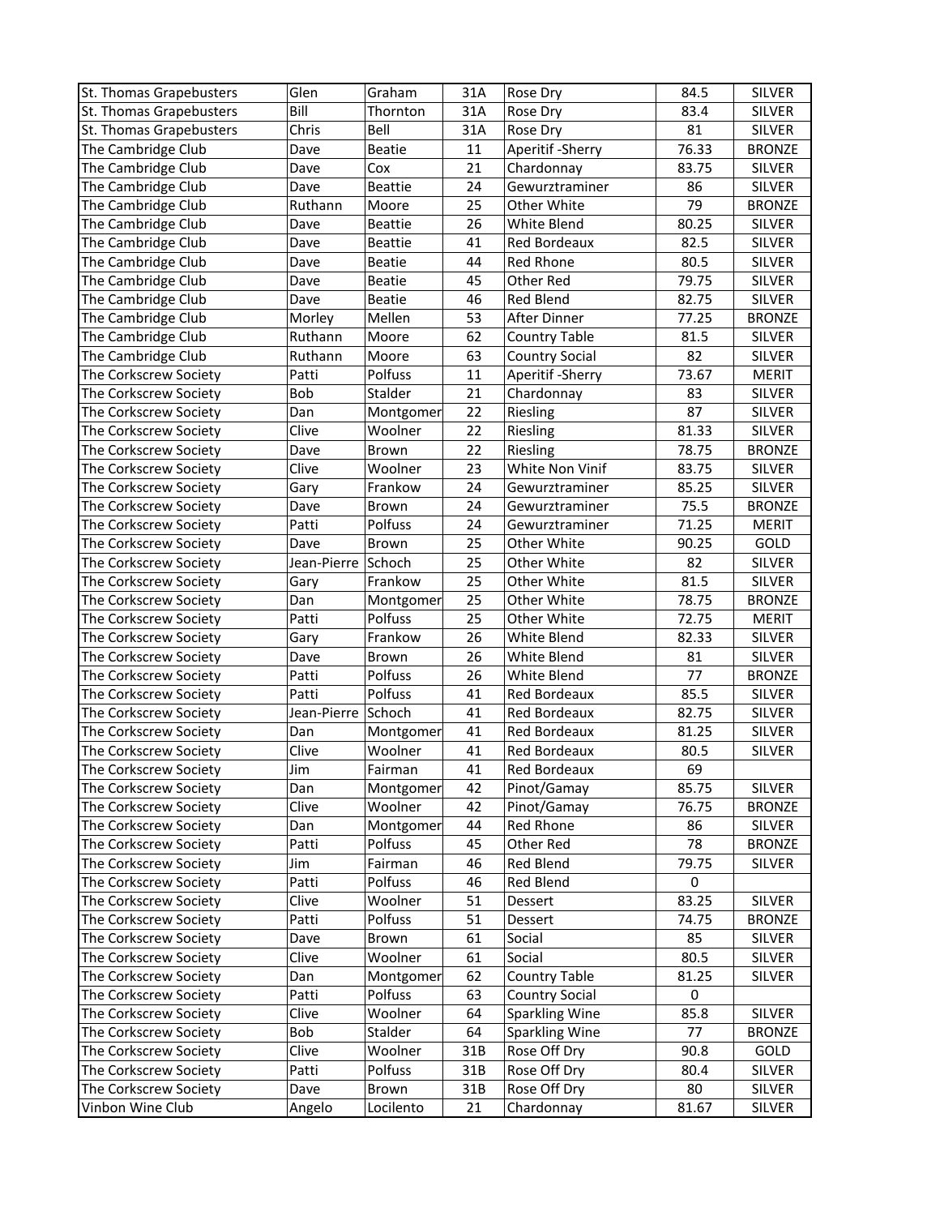| | | | | | | |
|---|---|---|---|---|---|---|
| St. Thomas Grapebusters | Glen | Graham | 31A | Rose Dry | 84.5 | SILVER |
| St. Thomas Grapebusters | Bill | Thornton | 31A | Rose Dry | 83.4 | SILVER |
| St. Thomas Grapebusters | Chris | Bell | 31A | Rose Dry | 81 | SILVER |
| The Cambridge Club | Dave | Beatie | 11 | Aperitif -Sherry | 76.33 | BRONZE |
| The Cambridge Club | Dave | Cox | 21 | Chardonnay | 83.75 | SILVER |
| The Cambridge Club | Dave | Beattie | 24 | Gewurztraminer | 86 | SILVER |
| The Cambridge Club | Ruthann | Moore | 25 | Other White | 79 | BRONZE |
| The Cambridge Club | Dave | Beattie | 26 | White Blend | 80.25 | SILVER |
| The Cambridge Club | Dave | Beattie | 41 | Red Bordeaux | 82.5 | SILVER |
| The Cambridge Club | Dave | Beatie | 44 | Red Rhone | 80.5 | SILVER |
| The Cambridge Club | Dave | Beatie | 45 | Other Red | 79.75 | SILVER |
| The Cambridge Club | Dave | Beatie | 46 | Red Blend | 82.75 | SILVER |
| The Cambridge Club | Morley | Mellen | 53 | After Dinner | 77.25 | BRONZE |
| The Cambridge Club | Ruthann | Moore | 62 | Country Table | 81.5 | SILVER |
| The Cambridge Club | Ruthann | Moore | 63 | Country Social | 82 | SILVER |
| The Corkscrew Society | Patti | Polfuss | 11 | Aperitif -Sherry | 73.67 | MERIT |
| The Corkscrew Society | Bob | Stalder | 21 | Chardonnay | 83 | SILVER |
| The Corkscrew Society | Dan | Montgomer | 22 | Riesling | 87 | SILVER |
| The Corkscrew Society | Clive | Woolner | 22 | Riesling | 81.33 | SILVER |
| The Corkscrew Society | Dave | Brown | 22 | Riesling | 78.75 | BRONZE |
| The Corkscrew Society | Clive | Woolner | 23 | White Non Vinif | 83.75 | SILVER |
| The Corkscrew Society | Gary | Frankow | 24 | Gewurztraminer | 85.25 | SILVER |
| The Corkscrew Society | Dave | Brown | 24 | Gewurztraminer | 75.5 | BRONZE |
| The Corkscrew Society | Patti | Polfuss | 24 | Gewurztraminer | 71.25 | MERIT |
| The Corkscrew Society | Dave | Brown | 25 | Other White | 90.25 | GOLD |
| The Corkscrew Society | Jean-Pierre | Schoch | 25 | Other White | 82 | SILVER |
| The Corkscrew Society | Gary | Frankow | 25 | Other White | 81.5 | SILVER |
| The Corkscrew Society | Dan | Montgomer | 25 | Other White | 78.75 | BRONZE |
| The Corkscrew Society | Patti | Polfuss | 25 | Other White | 72.75 | MERIT |
| The Corkscrew Society | Gary | Frankow | 26 | White Blend | 82.33 | SILVER |
| The Corkscrew Society | Dave | Brown | 26 | White Blend | 81 | SILVER |
| The Corkscrew Society | Patti | Polfuss | 26 | White Blend | 77 | BRONZE |
| The Corkscrew Society | Patti | Polfuss | 41 | Red Bordeaux | 85.5 | SILVER |
| The Corkscrew Society | Jean-Pierre | Schoch | 41 | Red Bordeaux | 82.75 | SILVER |
| The Corkscrew Society | Dan | Montgomer | 41 | Red Bordeaux | 81.25 | SILVER |
| The Corkscrew Society | Clive | Woolner | 41 | Red Bordeaux | 80.5 | SILVER |
| The Corkscrew Society | Jim | Fairman | 41 | Red Bordeaux | 69 | |
| The Corkscrew Society | Dan | Montgomer | 42 | Pinot/Gamay | 85.75 | SILVER |
| The Corkscrew Society | Clive | Woolner | 42 | Pinot/Gamay | 76.75 | BRONZE |
| The Corkscrew Society | Dan | Montgomer | 44 | Red Rhone | 86 | SILVER |
| The Corkscrew Society | Patti | Polfuss | 45 | Other Red | 78 | BRONZE |
| The Corkscrew Society | Jim | Fairman | 46 | Red Blend | 79.75 | SILVER |
| The Corkscrew Society | Patti | Polfuss | 46 | Red Blend | 0 | |
| The Corkscrew Society | Clive | Woolner | 51 | Dessert | 83.25 | SILVER |
| The Corkscrew Society | Patti | Polfuss | 51 | Dessert | 74.75 | BRONZE |
| The Corkscrew Society | Dave | Brown | 61 | Social | 85 | SILVER |
| The Corkscrew Society | Clive | Woolner | 61 | Social | 80.5 | SILVER |
| The Corkscrew Society | Dan | Montgomer | 62 | Country Table | 81.25 | SILVER |
| The Corkscrew Society | Patti | Polfuss | 63 | Country Social | 0 | |
| The Corkscrew Society | Clive | Woolner | 64 | Sparkling Wine | 85.8 | SILVER |
| The Corkscrew Society | Bob | Stalder | 64 | Sparkling Wine | 77 | BRONZE |
| The Corkscrew Society | Clive | Woolner | 31B | Rose Off Dry | 90.8 | GOLD |
| The Corkscrew Society | Patti | Polfuss | 31B | Rose Off Dry | 80.4 | SILVER |
| The Corkscrew Society | Dave | Brown | 31B | Rose Off Dry | 80 | SILVER |
| Vinbon Wine Club | Angelo | Locilento | 21 | Chardonnay | 81.67 | SILVER |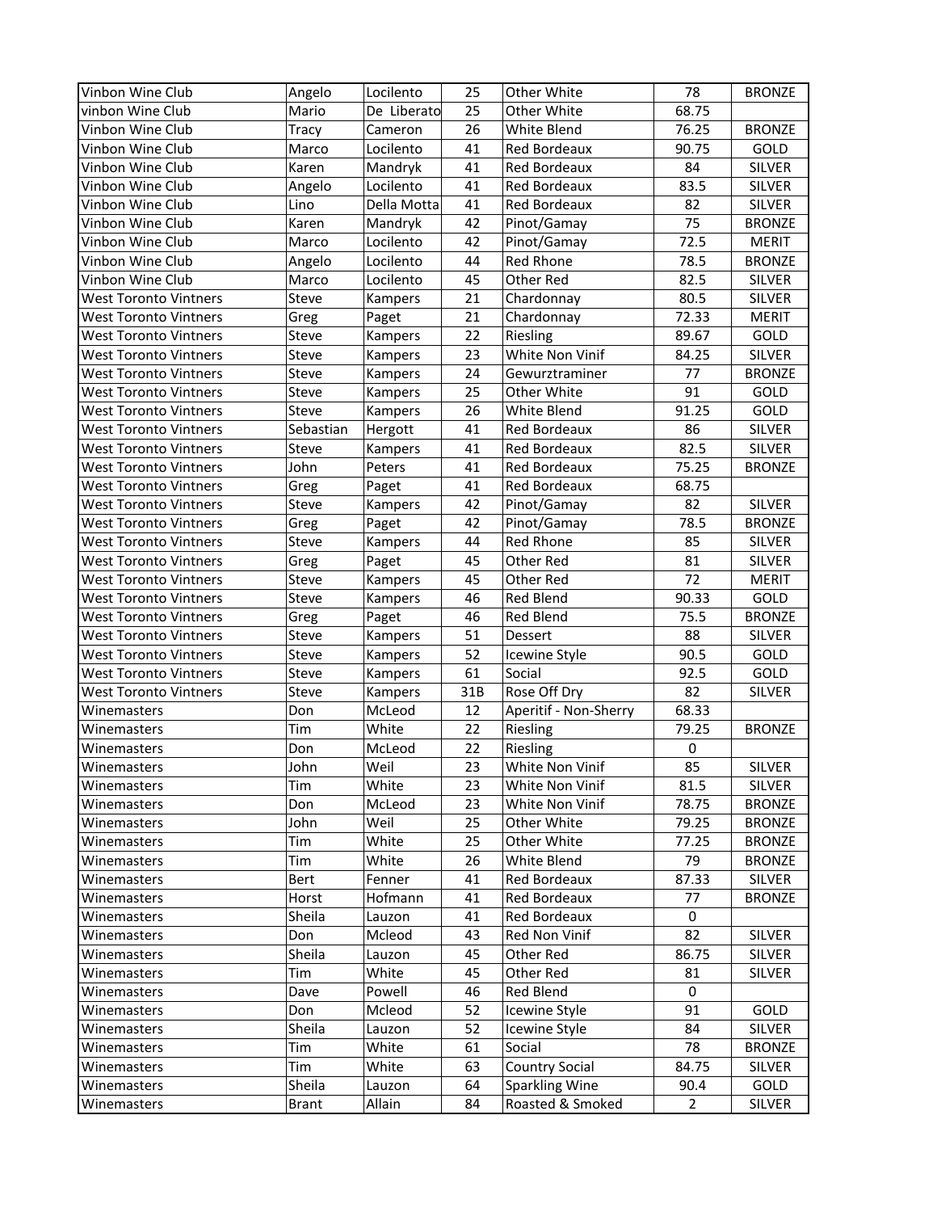| | | | | | | |
|---|---|---|---|---|---|---|
| Vinbon Wine Club | Angelo | Locilento | 25 | Other White | 78 | BRONZE |
| vinbon Wine Club | Mario | De Liberato | 25 | Other White | 68.75 | |
| Vinbon Wine Club | Tracy | Cameron | 26 | White Blend | 76.25 | BRONZE |
| Vinbon Wine Club | Marco | Locilento | 41 | Red Bordeaux | 90.75 | GOLD |
| Vinbon Wine Club | Karen | Mandryk | 41 | Red Bordeaux | 84 | SILVER |
| Vinbon Wine Club | Angelo | Locilento | 41 | Red Bordeaux | 83.5 | SILVER |
| Vinbon Wine Club | Lino | Della Motta | 41 | Red Bordeaux | 82 | SILVER |
| Vinbon Wine Club | Karen | Mandryk | 42 | Pinot/Gamay | 75 | BRONZE |
| Vinbon Wine Club | Marco | Locilento | 42 | Pinot/Gamay | 72.5 | MERIT |
| Vinbon Wine Club | Angelo | Locilento | 44 | Red Rhone | 78.5 | BRONZE |
| Vinbon Wine Club | Marco | Locilento | 45 | Other Red | 82.5 | SILVER |
| West Toronto Vintners | Steve | Kampers | 21 | Chardonnay | 80.5 | SILVER |
| West Toronto Vintners | Greg | Paget | 21 | Chardonnay | 72.33 | MERIT |
| West Toronto Vintners | Steve | Kampers | 22 | Riesling | 89.67 | GOLD |
| West Toronto Vintners | Steve | Kampers | 23 | White Non Vinif | 84.25 | SILVER |
| West Toronto Vintners | Steve | Kampers | 24 | Gewurztraminer | 77 | BRONZE |
| West Toronto Vintners | Steve | Kampers | 25 | Other White | 91 | GOLD |
| West Toronto Vintners | Steve | Kampers | 26 | White Blend | 91.25 | GOLD |
| West Toronto Vintners | Sebastian | Hergott | 41 | Red Bordeaux | 86 | SILVER |
| West Toronto Vintners | Steve | Kampers | 41 | Red Bordeaux | 82.5 | SILVER |
| West Toronto Vintners | John | Peters | 41 | Red Bordeaux | 75.25 | BRONZE |
| West Toronto Vintners | Greg | Paget | 41 | Red Bordeaux | 68.75 | |
| West Toronto Vintners | Steve | Kampers | 42 | Pinot/Gamay | 82 | SILVER |
| West Toronto Vintners | Greg | Paget | 42 | Pinot/Gamay | 78.5 | BRONZE |
| West Toronto Vintners | Steve | Kampers | 44 | Red Rhone | 85 | SILVER |
| West Toronto Vintners | Greg | Paget | 45 | Other Red | 81 | SILVER |
| West Toronto Vintners | Steve | Kampers | 45 | Other Red | 72 | MERIT |
| West Toronto Vintners | Steve | Kampers | 46 | Red Blend | 90.33 | GOLD |
| West Toronto Vintners | Greg | Paget | 46 | Red Blend | 75.5 | BRONZE |
| West Toronto Vintners | Steve | Kampers | 51 | Dessert | 88 | SILVER |
| West Toronto Vintners | Steve | Kampers | 52 | Icewine Style | 90.5 | GOLD |
| West Toronto Vintners | Steve | Kampers | 61 | Social | 92.5 | GOLD |
| West Toronto Vintners | Steve | Kampers | 31B | Rose Off Dry | 82 | SILVER |
| Winemasters | Don | McLeod | 12 | Aperitif - Non-Sherry | 68.33 | |
| Winemasters | Tim | White | 22 | Riesling | 79.25 | BRONZE |
| Winemasters | Don | McLeod | 22 | Riesling | 0 | |
| Winemasters | John | Weil | 23 | White Non Vinif | 85 | SILVER |
| Winemasters | Tim | White | 23 | White Non Vinif | 81.5 | SILVER |
| Winemasters | Don | McLeod | 23 | White Non Vinif | 78.75 | BRONZE |
| Winemasters | John | Weil | 25 | Other White | 79.25 | BRONZE |
| Winemasters | Tim | White | 25 | Other White | 77.25 | BRONZE |
| Winemasters | Tim | White | 26 | White Blend | 79 | BRONZE |
| Winemasters | Bert | Fenner | 41 | Red Bordeaux | 87.33 | SILVER |
| Winemasters | Horst | Hofmann | 41 | Red Bordeaux | 77 | BRONZE |
| Winemasters | Sheila | Lauzon | 41 | Red Bordeaux | 0 | |
| Winemasters | Don | Mcleod | 43 | Red Non Vinif | 82 | SILVER |
| Winemasters | Sheila | Lauzon | 45 | Other Red | 86.75 | SILVER |
| Winemasters | Tim | White | 45 | Other Red | 81 | SILVER |
| Winemasters | Dave | Powell | 46 | Red Blend | 0 | |
| Winemasters | Don | Mcleod | 52 | Icewine Style | 91 | GOLD |
| Winemasters | Sheila | Lauzon | 52 | Icewine Style | 84 | SILVER |
| Winemasters | Tim | White | 61 | Social | 78 | BRONZE |
| Winemasters | Tim | White | 63 | Country Social | 84.75 | SILVER |
| Winemasters | Sheila | Lauzon | 64 | Sparkling Wine | 90.4 | GOLD |
| Winemasters | Brant | Allain | 84 | Roasted & Smoked | 2 | SILVER |